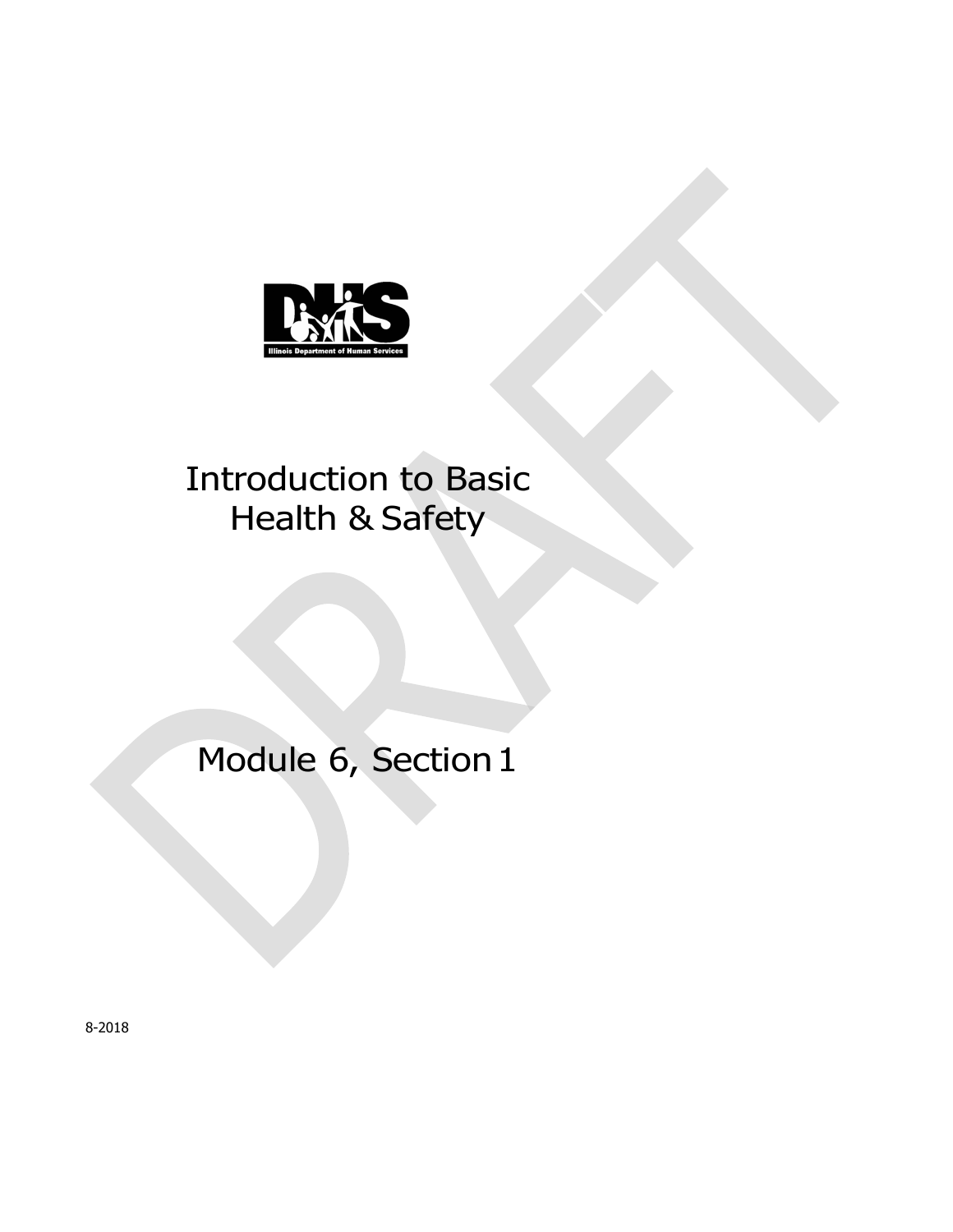Illinois Department of Human Services

# Introduction to Basic Health & Safety

## Module 6, Section 1

8-2018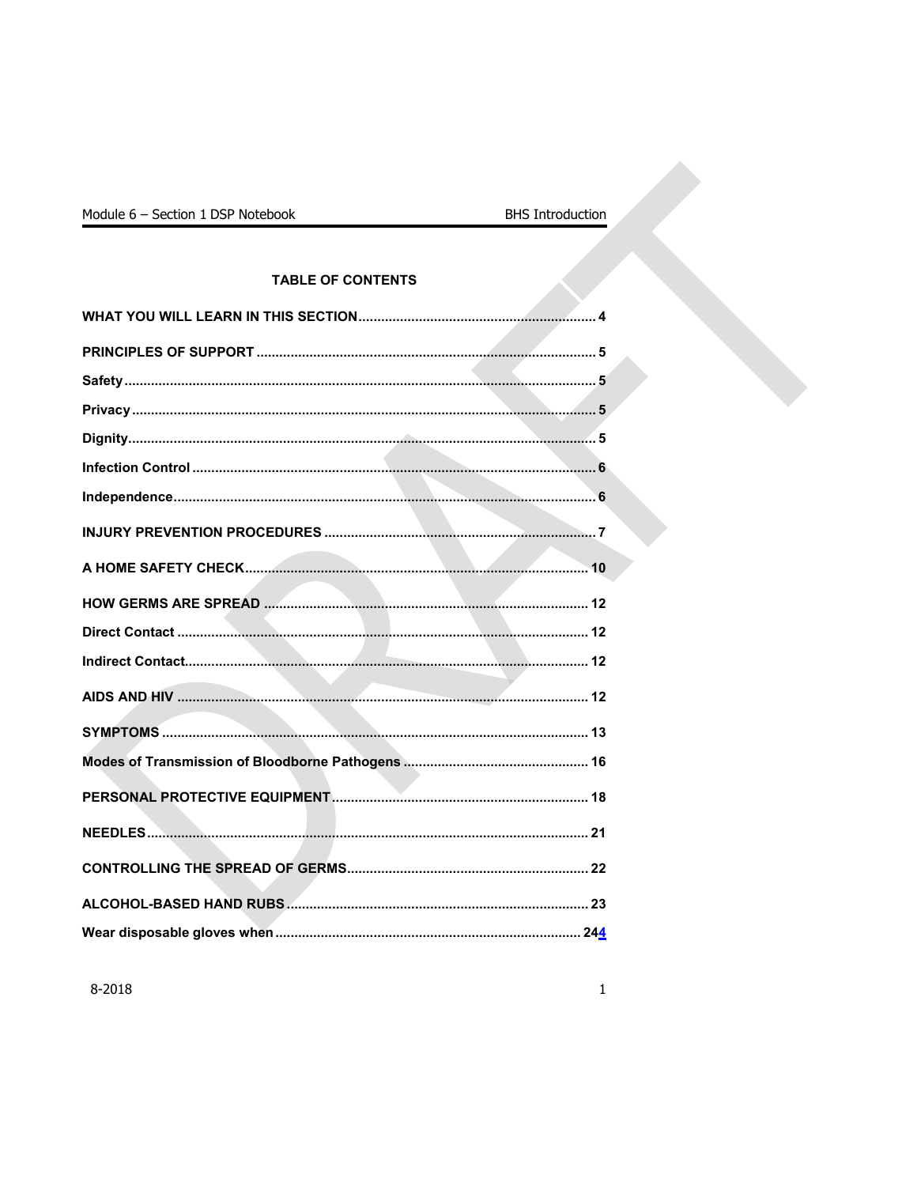## TABLE OF CONTENTS

**WHAT YOU WILL LEARN IN THIS SECTION** .......... 4

**PRINCIPLES OF SUPPORT** .......... 5

**Safety** .......... 5

**Privacy** .......... 5

**Dignity** .......... 5

**Infection Control** .......... 6

**Independence** .......... 6

**INJURY PREVENTION PROCEDURES** .......... 7

**A HOME SAFETY CHECK** .......... 10

**HOW GERMS ARE SPREAD** .......... 12

**Direct Contact** .......... 12

**Indirect Contact** .......... 12

**AIDS AND HIV** .......... 12

**SYMPTOMS** .......... 13

**Modes of Transmission of Bloodborne Pathogens** .......... 16

**PERSONAL PROTECTIVE EQUIPMENT** .......... 18

**NEEDLES** .......... 21

**CONTROLLING THE SPREAD OF GERMS** .......... 22

**ALCOHOL-BASED HAND RUBS** .......... 23

**Wear disposable gloves when** .......... 244

DRAFT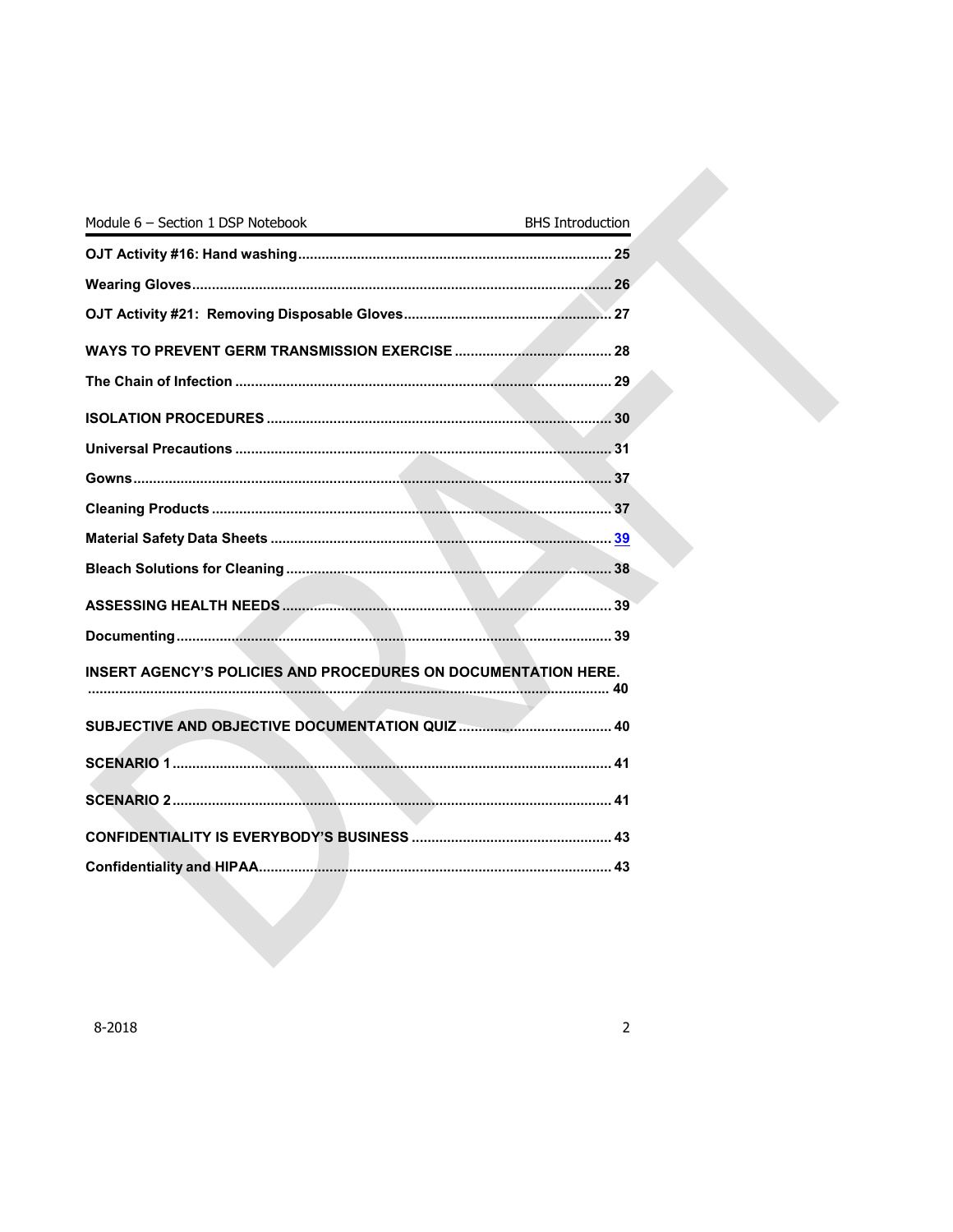**OJT Activity #16: Hand washing** ........................................................................ 25

**Wearing Gloves** ........................................................................................................ 26

**OJT Activity #21: Removing Disposable Gloves** ..................................................... 27

**WAYS TO PREVENT GERM TRANSMISSION EXERCISE** ........................................ 28

**The Chain of Infection** ............................................................................................. 29

**ISOLATION PROCEDURES** ..................................................................................... 30

**Universal Precautions** ............................................................................................. 31

**Gowns** ...................................................................................................................... 37

**Cleaning Products** .................................................................................................... 37

**Material Safety Data Sheets** ..................................................................................... 39

**Bleach Solutions for Cleaning** .................................................................................. 38

**ASSESSING HEALTH NEEDS** ................................................................................... 39

**Documenting** ............................................................................................................ 39

**INSERT AGENCY'S POLICIES AND PROCEDURES ON DOCUMENTATION HERE.** ........................................................................................................................ 40

**SUBJECTIVE AND OBJECTIVE DOCUMENTATION QUIZ** ....................................... 40

**SCENARIO 1** .............................................................................................................. 41

**SCENARIO 2** .............................................................................................................. 41

**CONFIDENTIALITY IS EVERYBODY'S BUSINESS** .................................................. 43

**Confidentiality and HIPAA** ........................................................................................ 43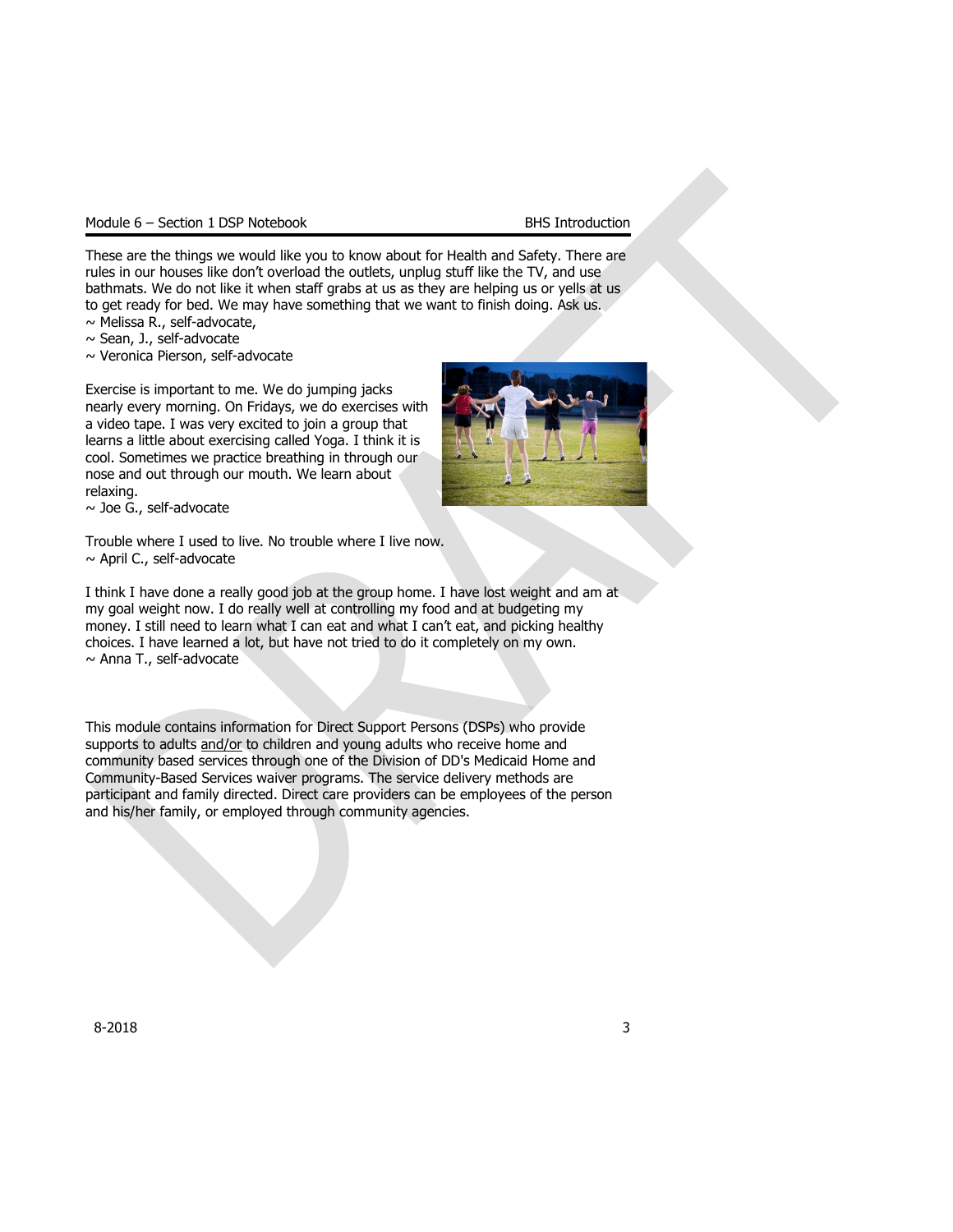These are the things we would like you to know about for Health and Safety. There are rules in our houses like don't overload the outlets, unplug stuff like the TV, and use bathmats. We do not like it when staff grabs at us as they are helping us or yells at us to get ready for bed. We may have something that we want to finish doing. Ask us.
~ Melissa R., self-advocate,
~ Sean, J., self-advocate
~ Veronica Pierson, self-advocate

Exercise is important to me. We do jumping jacks nearly every morning. On Fridays, we do exercises with a video tape. I was very excited to join a group that learns a little about exercising called Yoga. I think it is cool. Sometimes we practice breathing in through our nose and out through our mouth. We learn about relaxing.
~ Joe G., self-advocate

Trouble where I used to live. No trouble where I live now.
~ April C., self-advocate

I think I have done a really good job at the group home. I have lost weight and am at my goal weight now. I do really well at controlling my food and at budgeting my money. I still need to learn what I can eat and what I can't eat, and picking healthy choices. I have learned a lot, but have not tried to do it completely on my own.
~ Anna T., self-advocate

This module contains information for Direct Support Persons (DSPs) who provide supports to adults <u>and/or</u> to children and young adults who receive home and community based services through one of the Division of DD's Medicaid Home and Community-Based Services waiver programs. The service delivery methods are participant and family directed. Direct care providers can be employees of the person and his/her family, or employed through community agencies.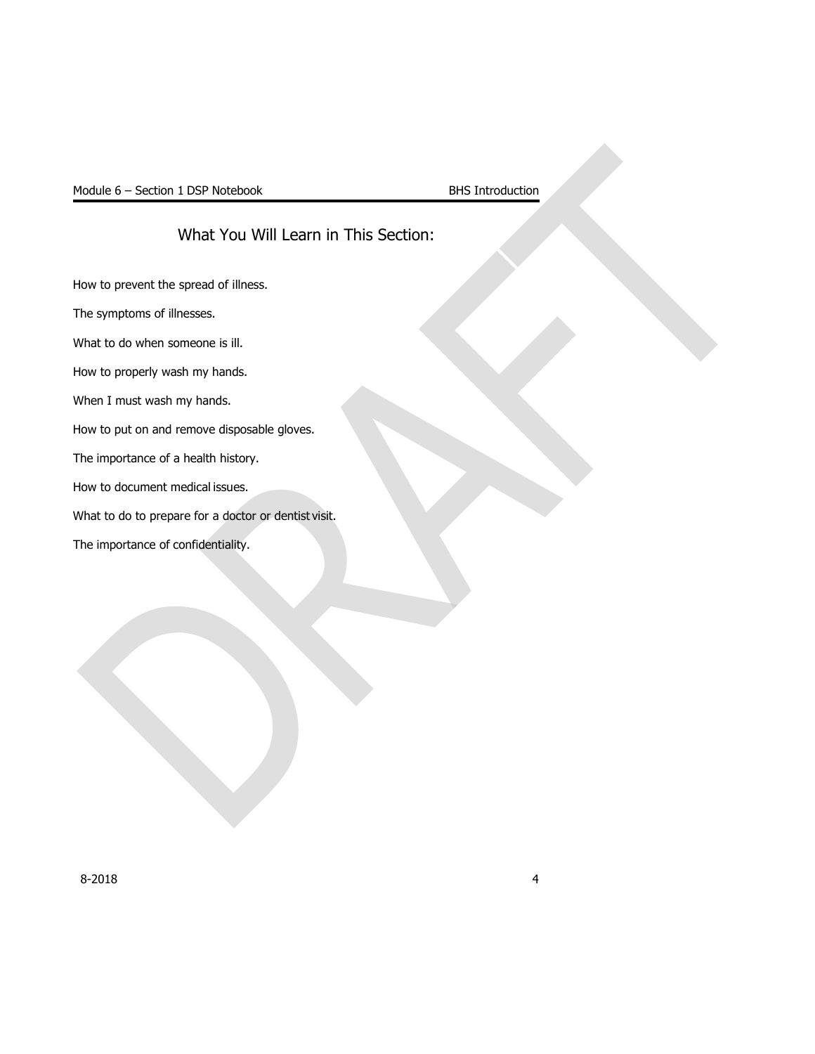## What You Will Learn in This Section:

How to prevent the spread of illness.

The symptoms of illnesses.

What to do when someone is ill.

How to properly wash my hands.

When I must wash my hands.

How to put on and remove disposable gloves.

The importance of a health history.

How to document medical issues.

What to do to prepare for a doctor or dentist visit.

The importance of confidentiality.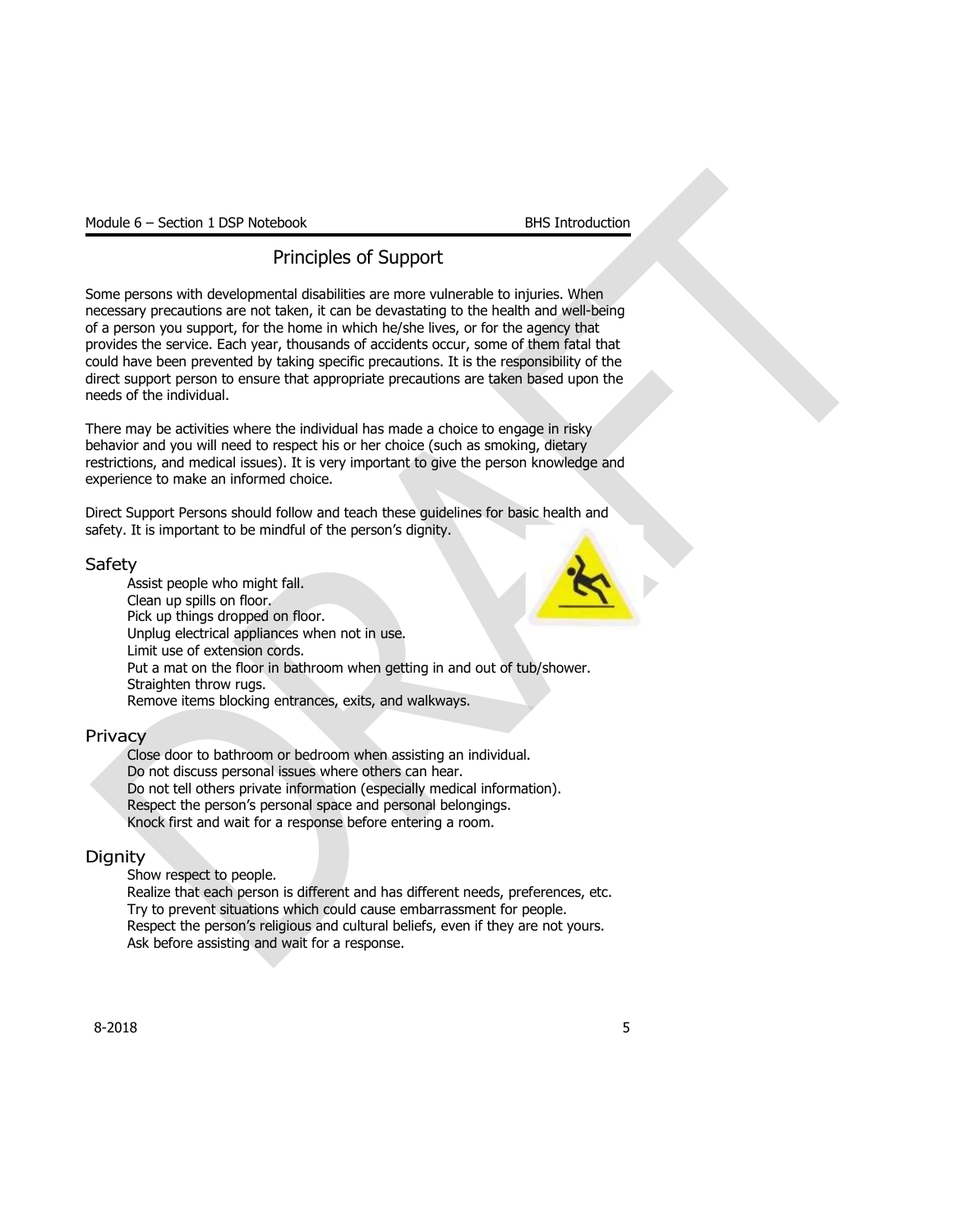# Principles of Support

Some persons with developmental disabilities are more vulnerable to injuries. When necessary precautions are not taken, it can be devastating to the health and well-being of a person you support, for the home in which he/she lives, or for the agency that provides the service. Each year, thousands of accidents occur, some of them fatal that could have been prevented by taking specific precautions. It is the responsibility of the direct support person to ensure that appropriate precautions are taken based upon the needs of the individual.

There may be activities where the individual has made a choice to engage in risky behavior and you will need to respect his or her choice (such as smoking, dietary restrictions, and medical issues). It is very important to give the person knowledge and experience to make an informed choice.

Direct Support Persons should follow and teach these guidelines for basic health and safety. It is important to be mindful of the person's dignity.

## Safety

- Assist people who might fall.
- Clean up spills on floor.
- Pick up things dropped on floor.
- Unplug electrical appliances when not in use.
- Limit use of extension cords.
- Put a mat on the floor in bathroom when getting in and out of tub/shower.
- Straighten throw rugs.
- Remove items blocking entrances, exits, and walkways.

## Privacy

- Close door to bathroom or bedroom when assisting an individual.
- Do not discuss personal issues where others can hear.
- Do not tell others private information (especially medical information).
- Respect the person's personal space and personal belongings.
- Knock first and wait for a response before entering a room.

## Dignity

- Show respect to people.
- Realize that each person is different and has different needs, preferences, etc.
- Try to prevent situations which could cause embarrassment for people.
- Respect the person's religious and cultural beliefs, even if they are not yours.
- Ask before assisting and wait for a response.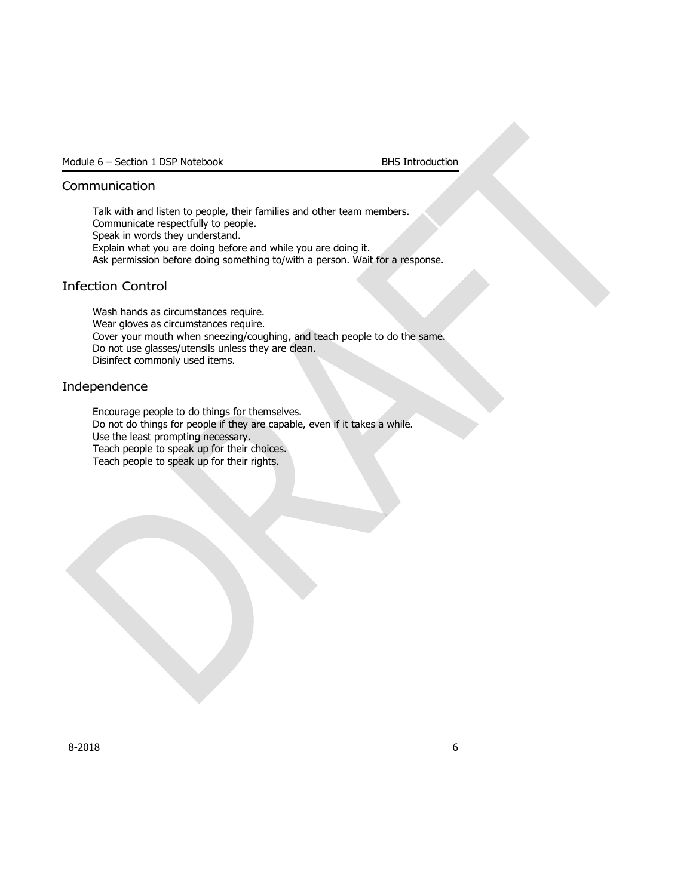## Communication

Talk with and listen to people, their families and other team members.
Communicate respectfully to people.
Speak in words they understand.
Explain what you are doing before and while you are doing it.
Ask permission before doing something to/with a person. Wait for a response.

## Infection Control

Wash hands as circumstances require.
Wear gloves as circumstances require.
Cover your mouth when sneezing/coughing, and teach people to do the same.
Do not use glasses/utensils unless they are clean.
Disinfect commonly used items.

## Independence

Encourage people to do things for themselves.
Do not do things for people if they are capable, even if it takes a while.
Use the least prompting necessary.
Teach people to speak up for their choices.
Teach people to speak up for their rights.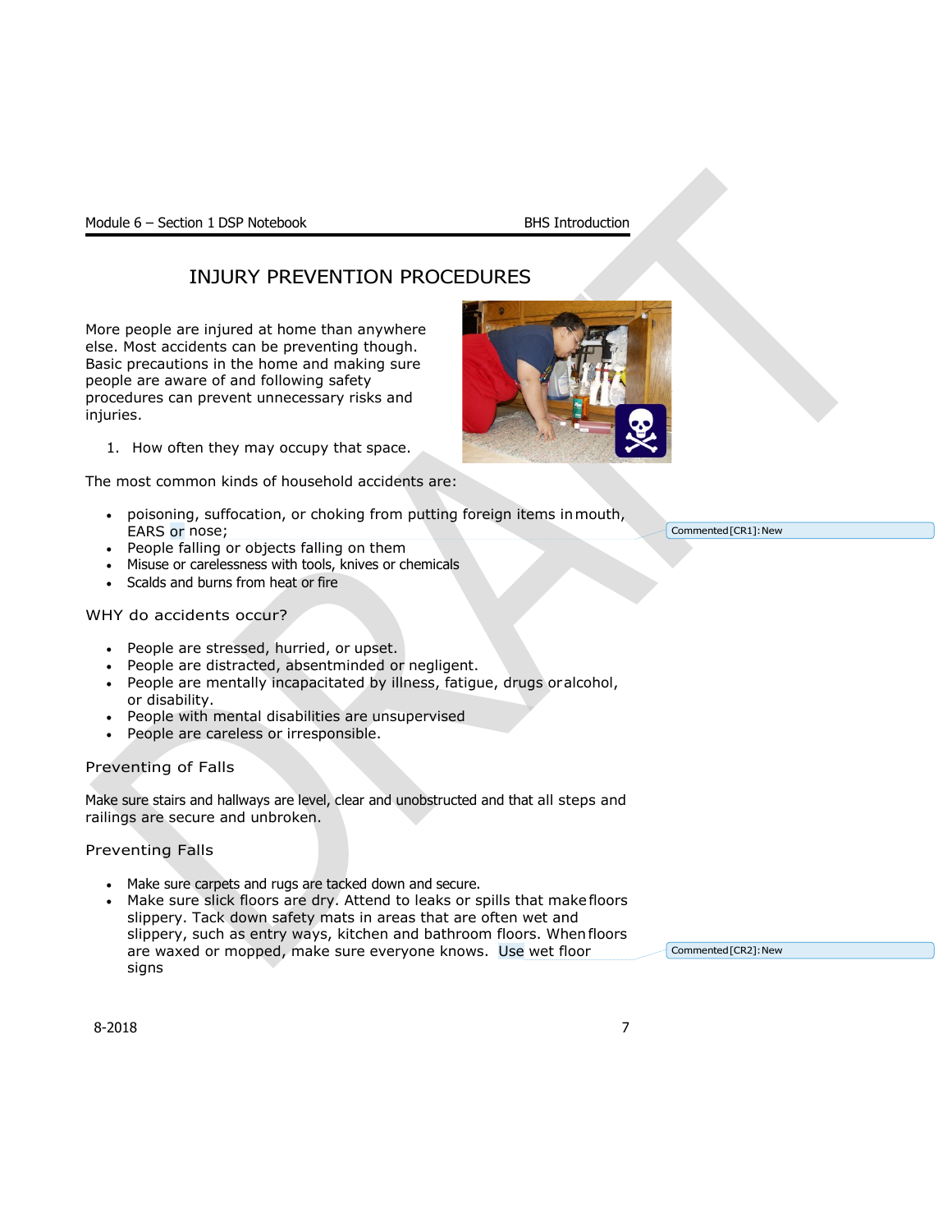# INJURY PREVENTION PROCEDURES

More people are injured at home than anywhere else. Most accidents can be preventing though. Basic precautions in the home and making sure people are aware of and following safety procedures can prevent unnecessary risks and injuries.

1. How often they may occupy that space.

The most common kinds of household accidents are:

- poisoning, suffocation, or choking from putting foreign items in mouth, EARS or nose;
- People falling or objects falling on them
- Misuse or carelessness with tools, knives or chemicals
- Scalds and burns from heat or fire

## WHY do accidents occur?

- People are stressed, hurried, or upset.
- People are distracted, absentminded or negligent.
- People are mentally incapacitated by illness, fatigue, drugs or alcohol, or disability.
- People with mental disabilities are unsupervised
- People are careless or irresponsible.

## Preventing of Falls

Make sure stairs and hallways are level, clear and unobstructed and that all steps and railings are secure and unbroken.

## Preventing Falls

- Make sure carpets and rugs are tacked down and secure.
- Make sure slick floors are dry. Attend to leaks or spills that make floors slippery. Tack down safety mats in areas that are often wet and slippery, such as entry ways, kitchen and bathroom floors. When floors are waxed or mopped, make sure everyone knows. Use wet floor signs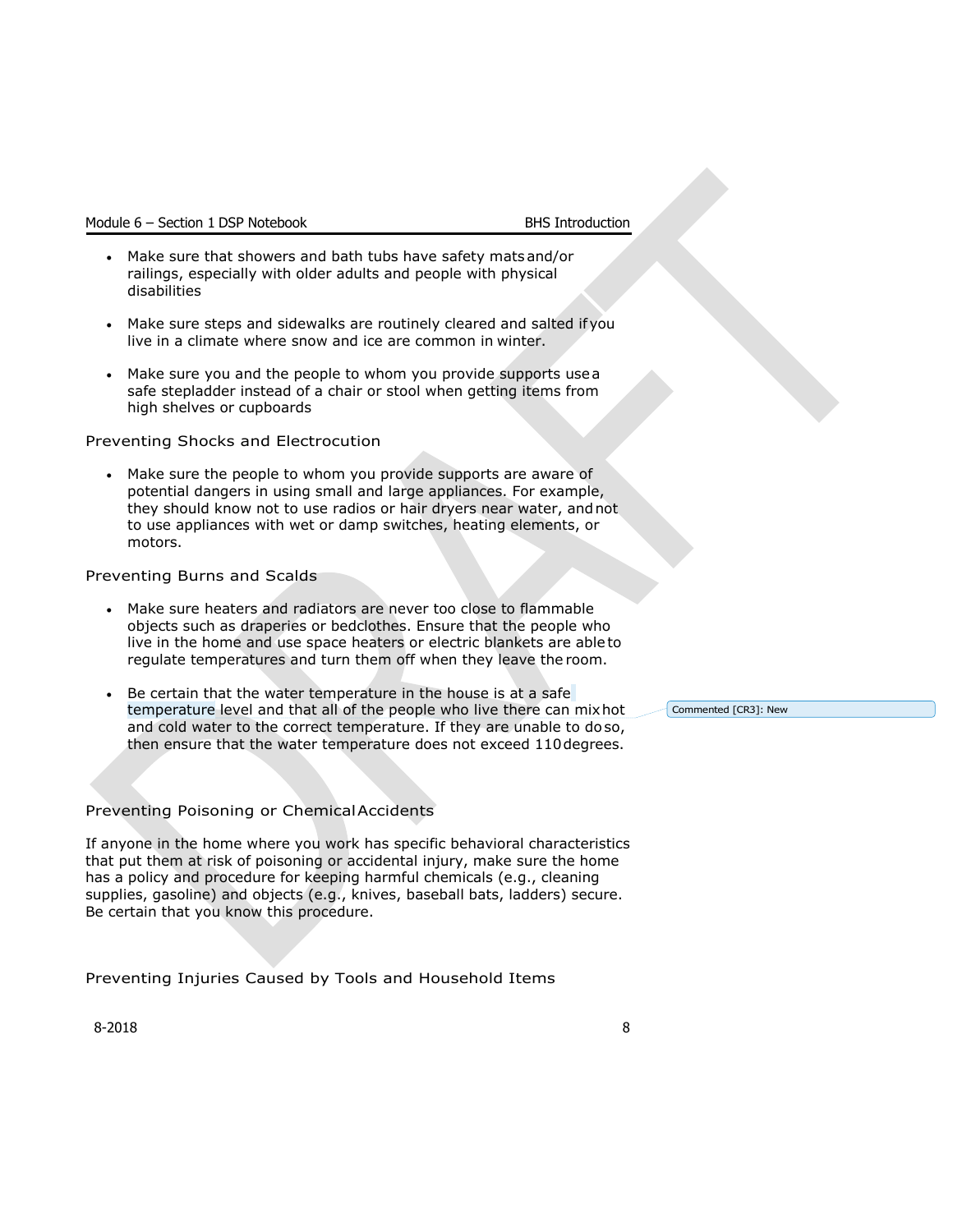- Make sure that showers and bath tubs have safety mats and/or railings, especially with older adults and people with physical disabilities

- Make sure steps and sidewalks are routinely cleared and salted if you live in a climate where snow and ice are common in winter.

- Make sure you and the people to whom you provide supports use a safe stepladder instead of a chair or stool when getting items from high shelves or cupboards

### Preventing Shocks and Electrocution

- Make sure the people to whom you provide supports are aware of potential dangers in using small and large appliances. For example, they should know not to use radios or hair dryers near water, and not to use appliances with wet or damp switches, heating elements, or motors.

### Preventing Burns and Scalds

- Make sure heaters and radiators are never too close to flammable objects such as draperies or bedclothes. Ensure that the people who live in the home and use space heaters or electric blankets are able to regulate temperatures and turn them off when they leave the room.

- Be certain that the water temperature in the house is at a safe temperature level and that all of the people who live there can mix hot and cold water to the correct temperature. If they are unable to do so, then ensure that the water temperature does not exceed 110 degrees.

### Preventing Poisoning or Chemical Accidents

If anyone in the home where you work has specific behavioral characteristics that put them at risk of poisoning or accidental injury, make sure the home has a policy and procedure for keeping harmful chemicals (e.g., cleaning supplies, gasoline) and objects (e.g., knives, baseball bats, ladders) secure. Be certain that you know this procedure.

### Preventing Injuries Caused by Tools and Household Items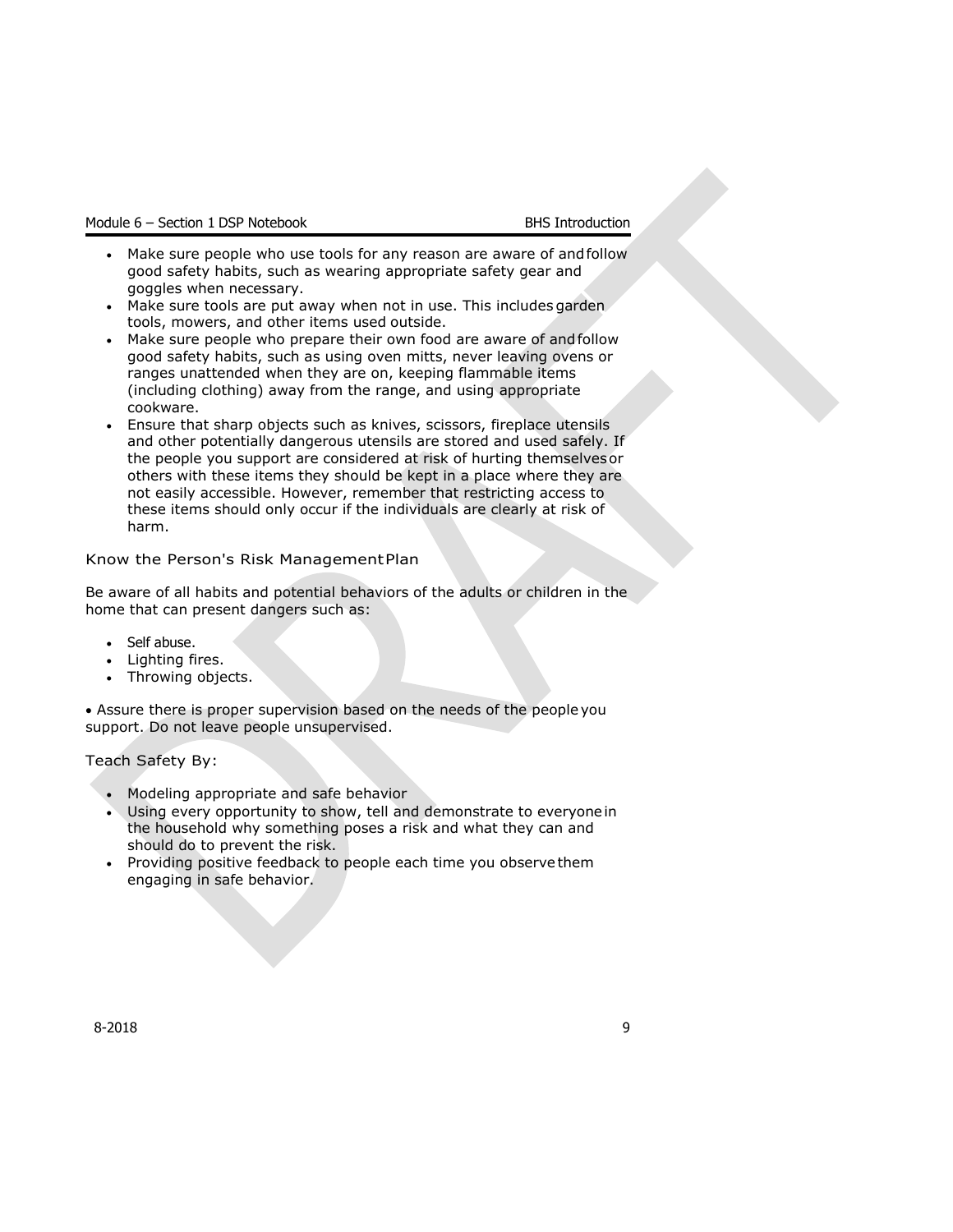- Make sure people who use tools for any reason are aware of and follow good safety habits, such as wearing appropriate safety gear and goggles when necessary.
- Make sure tools are put away when not in use. This includes garden tools, mowers, and other items used outside.
- Make sure people who prepare their own food are aware of and follow good safety habits, such as using oven mitts, never leaving ovens or ranges unattended when they are on, keeping flammable items (including clothing) away from the range, and using appropriate cookware.
- Ensure that sharp objects such as knives, scissors, fireplace utensils and other potentially dangerous utensils are stored and used safely. If the people you support are considered at risk of hurting themselves or others with these items they should be kept in a place where they are not easily accessible. However, remember that restricting access to these items should only occur if the individuals are clearly at risk of harm.

### Know the Person's Risk Management Plan

Be aware of all habits and potential behaviors of the adults or children in the home that can present dangers such as:

- Self abuse.
- Lighting fires.
- Throwing objects.

• Assure there is proper supervision based on the needs of the people you support. Do not leave people unsupervised.

### Teach Safety By:

- Modeling appropriate and safe behavior
- Using every opportunity to show, tell and demonstrate to everyone in the household why something poses a risk and what they can and should do to prevent the risk.
- Providing positive feedback to people each time you observe them engaging in safe behavior.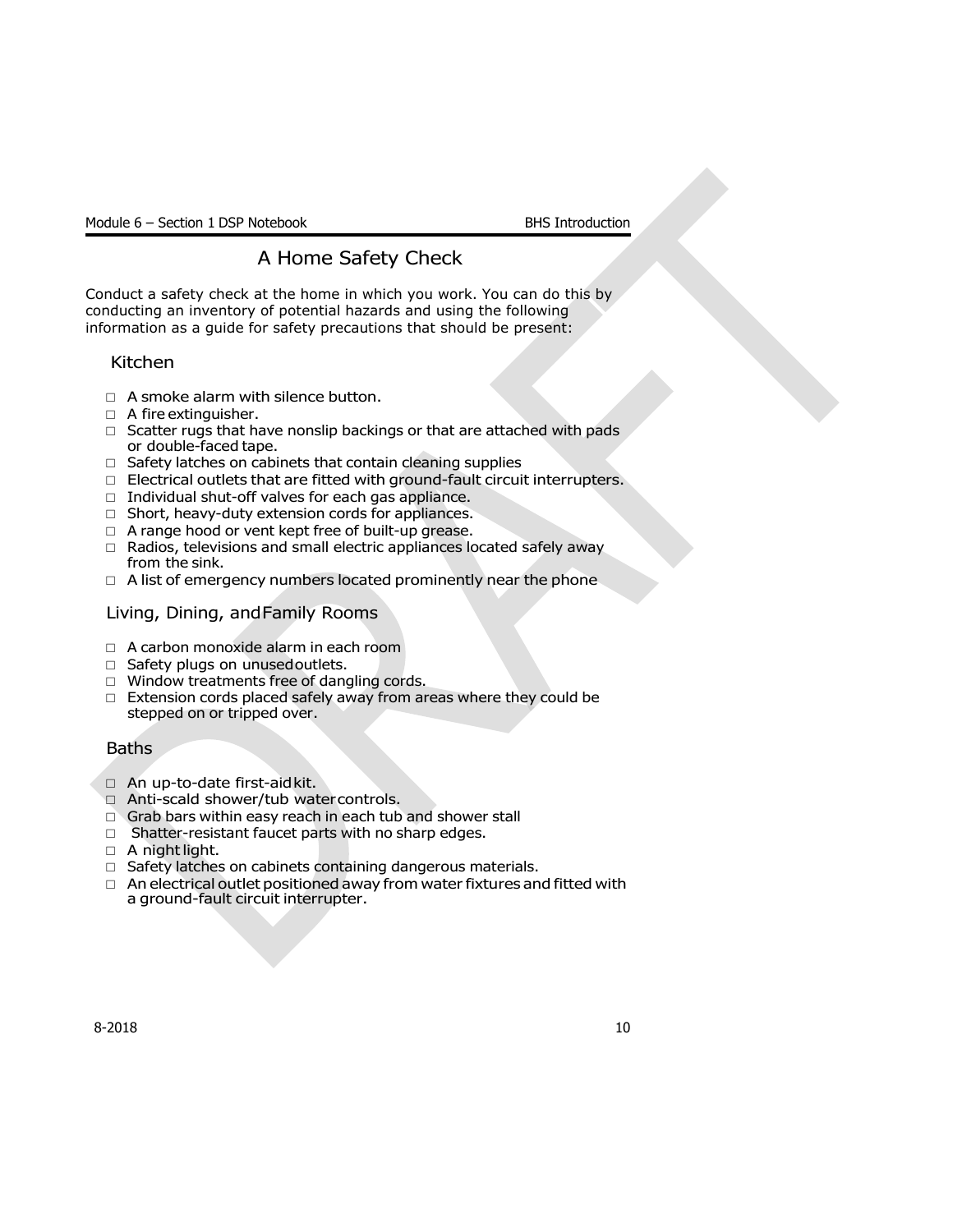# A Home Safety Check

Conduct a safety check at the home in which you work. You can do this by conducting an inventory of potential hazards and using the following information as a guide for safety precautions that should be present:

## Kitchen

- □ A smoke alarm with silence button.
- □ A fire extinguisher.
- □ Scatter rugs that have nonslip backings or that are attached with pads or double-faced tape.
- □ Safety latches on cabinets that contain cleaning supplies
- □ Electrical outlets that are fitted with ground-fault circuit interrupters.
- □ Individual shut-off valves for each gas appliance.
- □ Short, heavy-duty extension cords for appliances.
- □ A range hood or vent kept free of built-up grease.
- □ Radios, televisions and small electric appliances located safely away from the sink.
- □ A list of emergency numbers located prominently near the phone

## Living, Dining, and Family Rooms

- □ A carbon monoxide alarm in each room
- □ Safety plugs on unused outlets.
- □ Window treatments free of dangling cords.
- □ Extension cords placed safely away from areas where they could be stepped on or tripped over.

## Baths

- □ An up-to-date first-aid kit.
- □ Anti-scald shower/tub water controls.
- □ Grab bars within easy reach in each tub and shower stall
- □ Shatter-resistant faucet parts with no sharp edges.
- □ A night light.
- □ Safety latches on cabinets containing dangerous materials.
- □ An electrical outlet positioned away from water fixtures and fitted with a ground-fault circuit interrupter.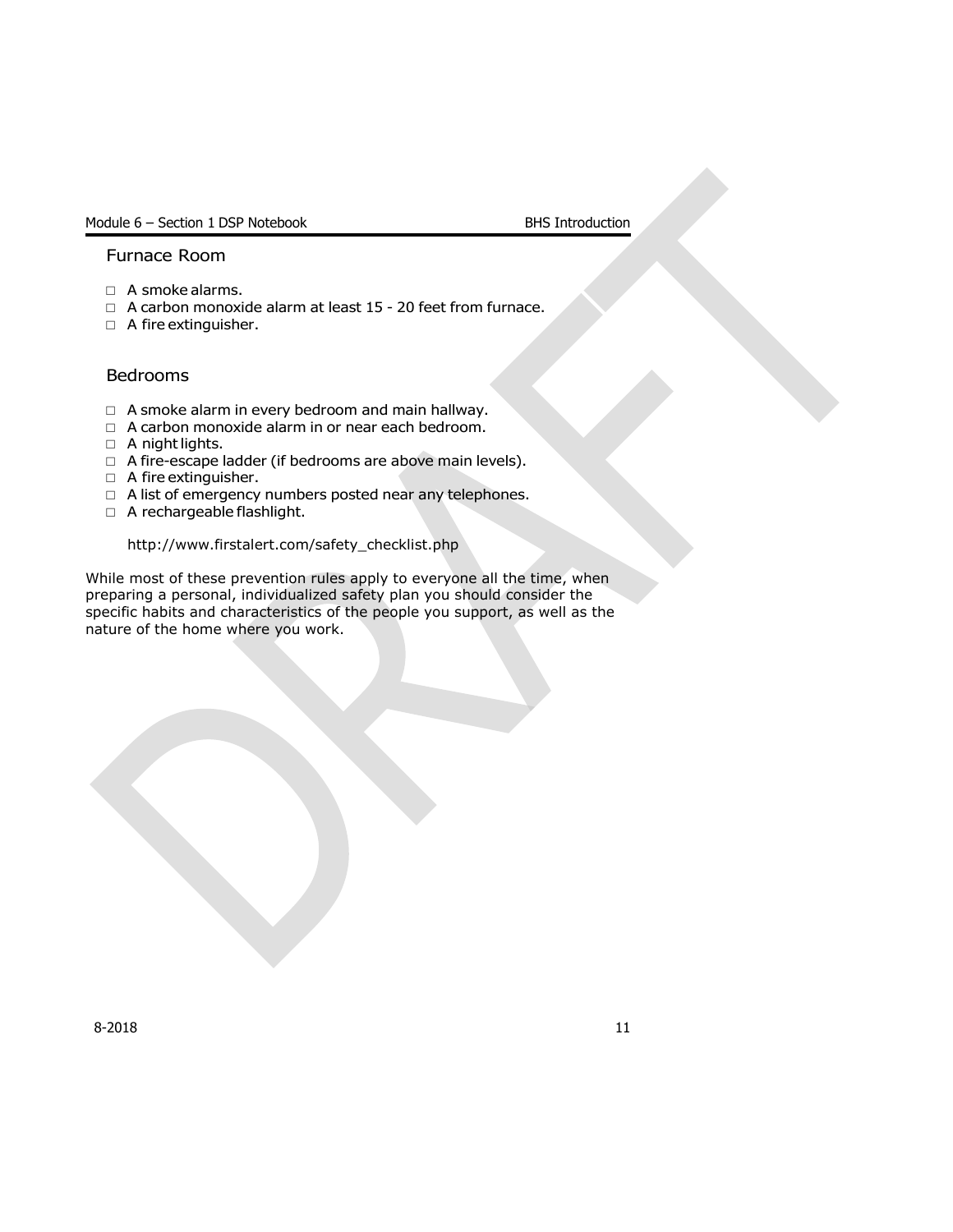## Furnace Room

- □ A smoke alarms.
- □ A carbon monoxide alarm at least 15 - 20 feet from furnace.
- □ A fire extinguisher.

## Bedrooms

- □ A smoke alarm in every bedroom and main hallway.
- □ A carbon monoxide alarm in or near each bedroom.
- □ A night lights.
- □ A fire-escape ladder (if bedrooms are above main levels).
- □ A fire extinguisher.
- □ A list of emergency numbers posted near any telephones.
- □ A rechargeable flashlight.

http://www.firstalert.com/safety_checklist.php

While most of these prevention rules apply to everyone all the time, when preparing a personal, individualized safety plan you should consider the specific habits and characteristics of the people you support, as well as the nature of the home where you work.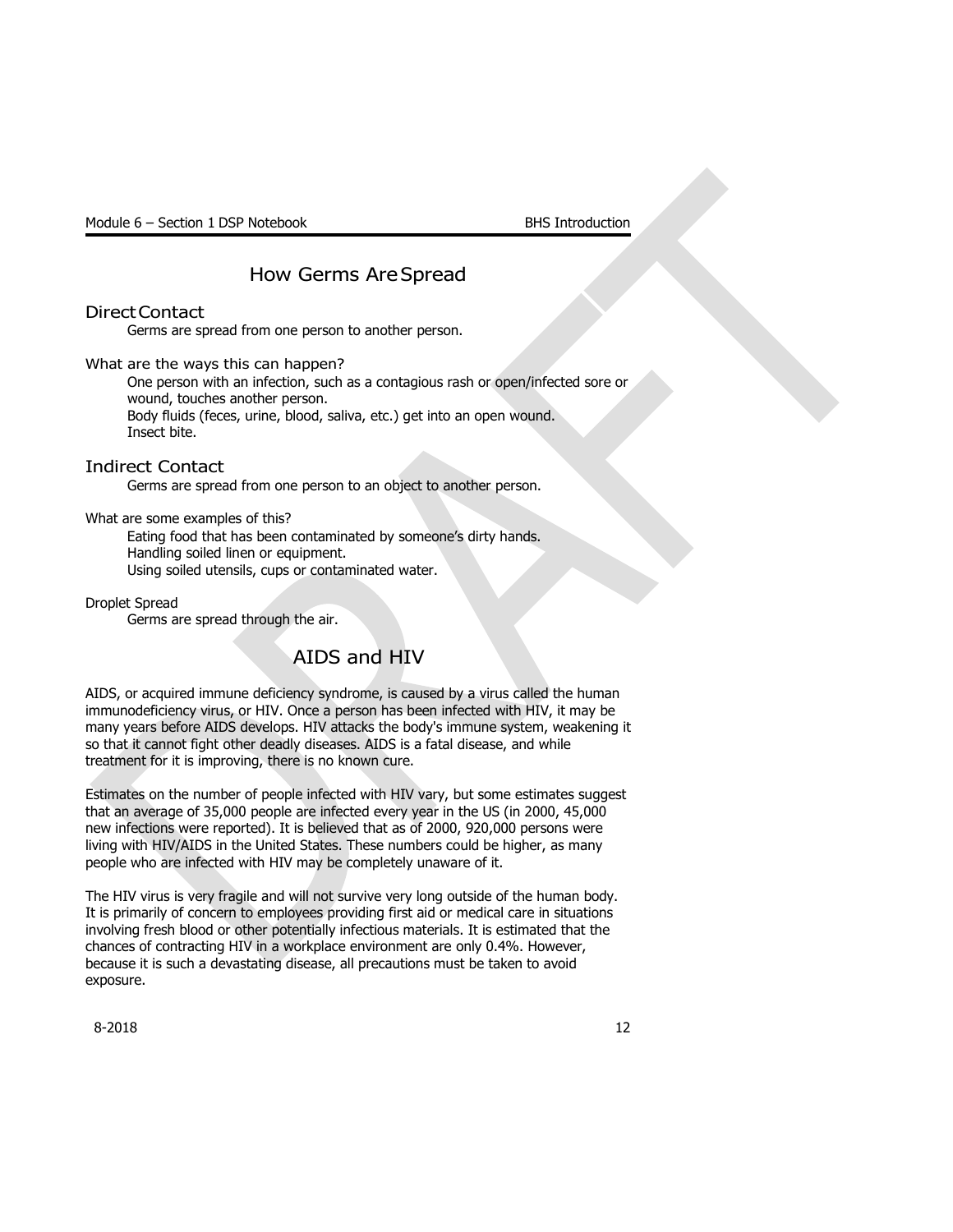## How Germs Are Spread

### Direct Contact

Germs are spread from one person to another person.

What are the ways this can happen?

One person with an infection, such as a contagious rash or open/infected sore or wound, touches another person.
Body fluids (feces, urine, blood, saliva, etc.) get into an open wound.
Insect bite.

### Indirect Contact

Germs are spread from one person to an object to another person.

What are some examples of this?

Eating food that has been contaminated by someone's dirty hands.
Handling soiled linen or equipment.
Using soiled utensils, cups or contaminated water.

Droplet Spread

Germs are spread through the air.

## AIDS and HIV

AIDS, or acquired immune deficiency syndrome, is caused by a virus called the human immunodeficiency virus, or HIV. Once a person has been infected with HIV, it may be many years before AIDS develops. HIV attacks the body's immune system, weakening it so that it cannot fight other deadly diseases. AIDS is a fatal disease, and while treatment for it is improving, there is no known cure.

Estimates on the number of people infected with HIV vary, but some estimates suggest that an average of 35,000 people are infected every year in the US (in 2000, 45,000 new infections were reported). It is believed that as of 2000, 920,000 persons were living with HIV/AIDS in the United States. These numbers could be higher, as many people who are infected with HIV may be completely unaware of it.

The HIV virus is very fragile and will not survive very long outside of the human body. It is primarily of concern to employees providing first aid or medical care in situations involving fresh blood or other potentially infectious materials. It is estimated that the chances of contracting HIV in a workplace environment are only 0.4%. However, because it is such a devastating disease, all precautions must be taken to avoid exposure.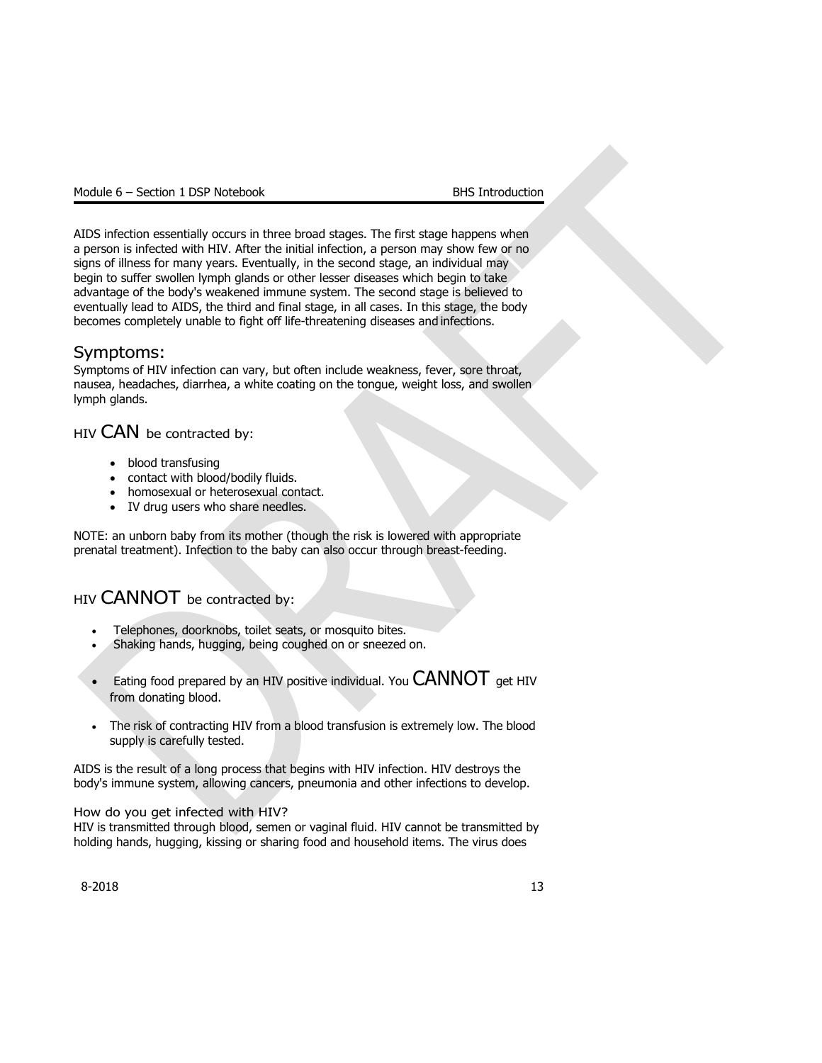AIDS infection essentially occurs in three broad stages. The first stage happens when a person is infected with HIV. After the initial infection, a person may show few or no signs of illness for many years. Eventually, in the second stage, an individual may begin to suffer swollen lymph glands or other lesser diseases which begin to take advantage of the body's weakened immune system. The second stage is believed to eventually lead to AIDS, the third and final stage, in all cases. In this stage, the body becomes completely unable to fight off life-threatening diseases and infections.

## Symptoms:

Symptoms of HIV infection can vary, but often include weakness, fever, sore throat, nausea, headaches, diarrhea, a white coating on the tongue, weight loss, and swollen lymph glands.

### HIV CAN be contracted by:

- blood transfusing
- contact with blood/bodily fluids.
- homosexual or heterosexual contact.
- IV drug users who share needles.

NOTE: an unborn baby from its mother (though the risk is lowered with appropriate prenatal treatment). Infection to the baby can also occur through breast-feeding.

### HIV CANNOT be contracted by:

- Telephones, doorknobs, toilet seats, or mosquito bites.
- Shaking hands, hugging, being coughed on or sneezed on.
- Eating food prepared by an HIV positive individual. You CANNOT get HIV from donating blood.
- The risk of contracting HIV from a blood transfusion is extremely low. The blood supply is carefully tested.

AIDS is the result of a long process that begins with HIV infection. HIV destroys the body's immune system, allowing cancers, pneumonia and other infections to develop.

#### How do you get infected with HIV?

HIV is transmitted through blood, semen or vaginal fluid. HIV cannot be transmitted by holding hands, hugging, kissing or sharing food and household items. The virus does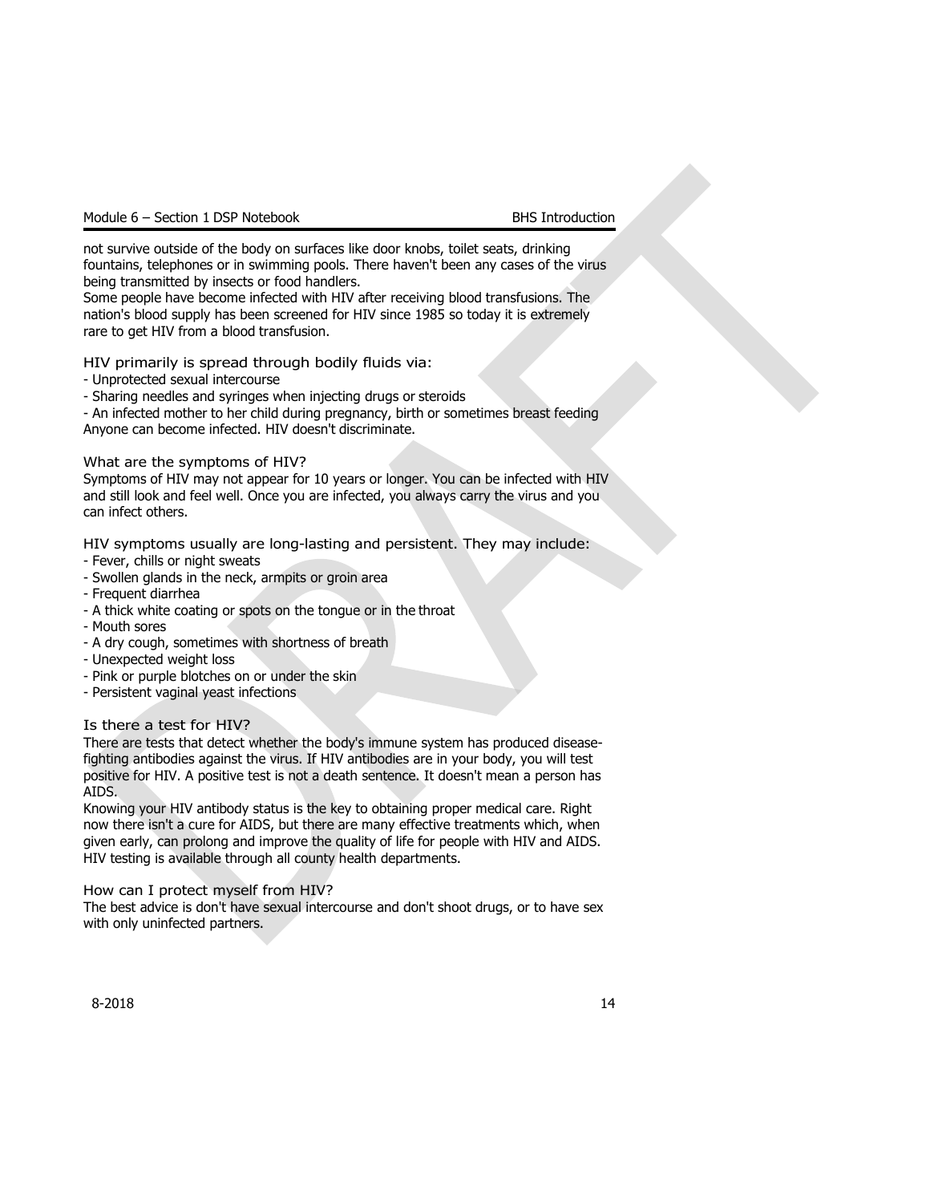not survive outside of the body on surfaces like door knobs, toilet seats, drinking fountains, telephones or in swimming pools. There haven't been any cases of the virus being transmitted by insects or food handlers.

Some people have become infected with HIV after receiving blood transfusions. The nation's blood supply has been screened for HIV since 1985 so today it is extremely rare to get HIV from a blood transfusion.

### HIV primarily is spread through bodily fluids via:

- Unprotected sexual intercourse
- Sharing needles and syringes when injecting drugs or steroids
- An infected mother to her child during pregnancy, birth or sometimes breast feeding

Anyone can become infected. HIV doesn't discriminate.

### What are the symptoms of HIV?

Symptoms of HIV may not appear for 10 years or longer. You can be infected with HIV and still look and feel well. Once you are infected, you always carry the virus and you can infect others.

### HIV symptoms usually are long-lasting and persistent. They may include:

- Fever, chills or night sweats
- Swollen glands in the neck, armpits or groin area
- Frequent diarrhea
- A thick white coating or spots on the tongue or in the throat
- Mouth sores
- A dry cough, sometimes with shortness of breath
- Unexpected weight loss
- Pink or purple blotches on or under the skin
- Persistent vaginal yeast infections

### Is there a test for HIV?

There are tests that detect whether the body's immune system has produced disease-fighting antibodies against the virus. If HIV antibodies are in your body, you will test positive for HIV. A positive test is not a death sentence. It doesn't mean a person has AIDS.

Knowing your HIV antibody status is the key to obtaining proper medical care. Right now there isn't a cure for AIDS, but there are many effective treatments which, when given early, can prolong and improve the quality of life for people with HIV and AIDS. HIV testing is available through all county health departments.

### How can I protect myself from HIV?

The best advice is don't have sexual intercourse and don't shoot drugs, or to have sex with only uninfected partners.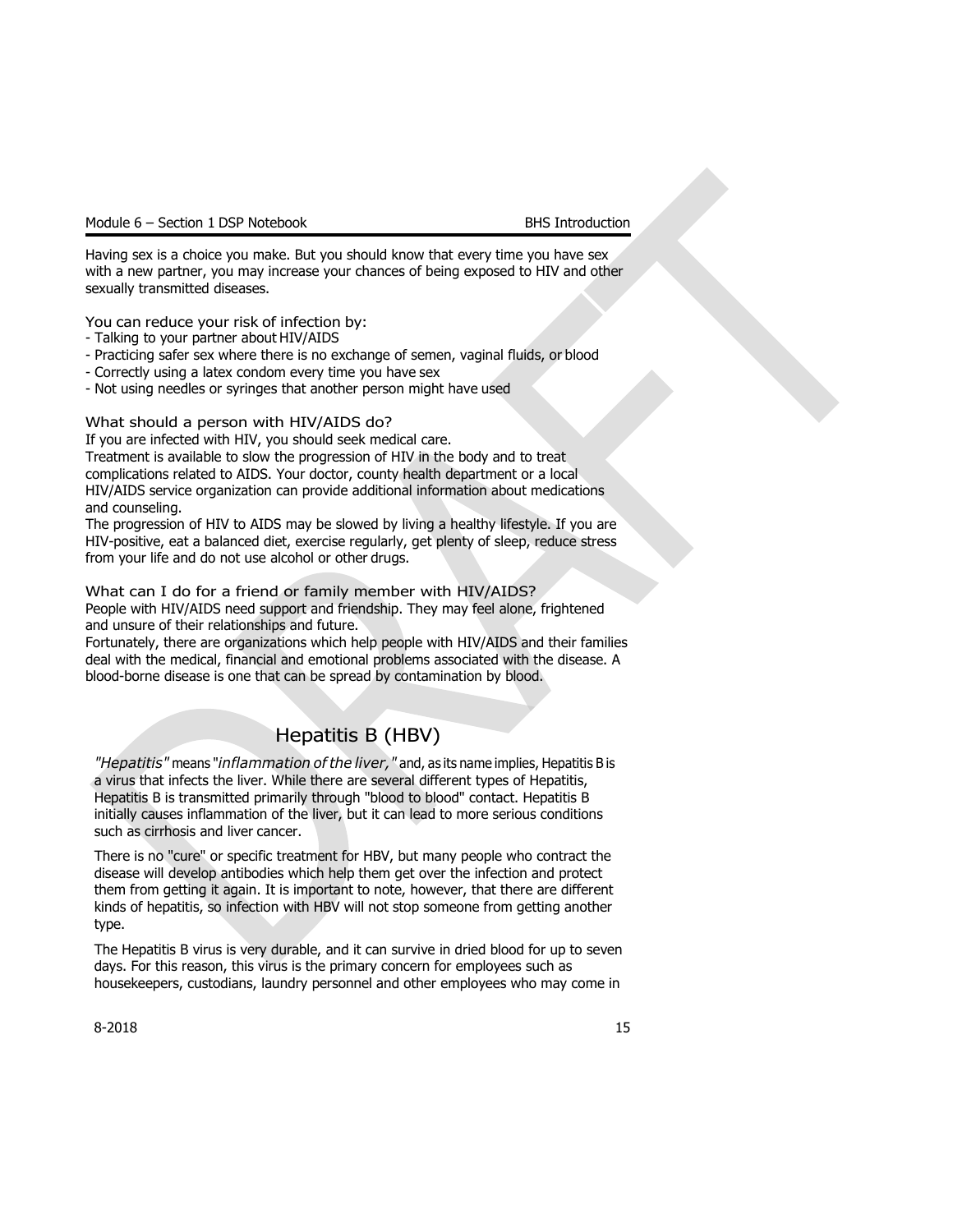Having sex is a choice you make. But you should know that every time you have sex with a new partner, you may increase your chances of being exposed to HIV and other sexually transmitted diseases.

### You can reduce your risk of infection by:

- Talking to your partner about HIV/AIDS
- Practicing safer sex where there is no exchange of semen, vaginal fluids, or blood
- Correctly using a latex condom every time you have sex
- Not using needles or syringes that another person might have used

### What should a person with HIV/AIDS do?

If you are infected with HIV, you should seek medical care.

Treatment is available to slow the progression of HIV in the body and to treat complications related to AIDS. Your doctor, county health department or a local HIV/AIDS service organization can provide additional information about medications and counseling.

The progression of HIV to AIDS may be slowed by living a healthy lifestyle. If you are HIV-positive, eat a balanced diet, exercise regularly, get plenty of sleep, reduce stress from your life and do not use alcohol or other drugs.

### What can I do for a friend or family member with HIV/AIDS?

People with HIV/AIDS need support and friendship. They may feel alone, frightened and unsure of their relationships and future.

Fortunately, there are organizations which help people with HIV/AIDS and their families deal with the medical, financial and emotional problems associated with the disease. A blood-borne disease is one that can be spread by contamination by blood.

## Hepatitis B (HBV)

*"Hepatitis"* means "*inflammation of the liver,"* and, as its name implies, Hepatitis B is a virus that infects the liver. While there are several different types of Hepatitis, Hepatitis B is transmitted primarily through "blood to blood" contact. Hepatitis B initially causes inflammation of the liver, but it can lead to more serious conditions such as cirrhosis and liver cancer.

There is no "cure" or specific treatment for HBV, but many people who contract the disease will develop antibodies which help them get over the infection and protect them from getting it again. It is important to note, however, that there are different kinds of hepatitis, so infection with HBV will not stop someone from getting another type.

The Hepatitis B virus is very durable, and it can survive in dried blood for up to seven days. For this reason, this virus is the primary concern for employees such as housekeepers, custodians, laundry personnel and other employees who may come in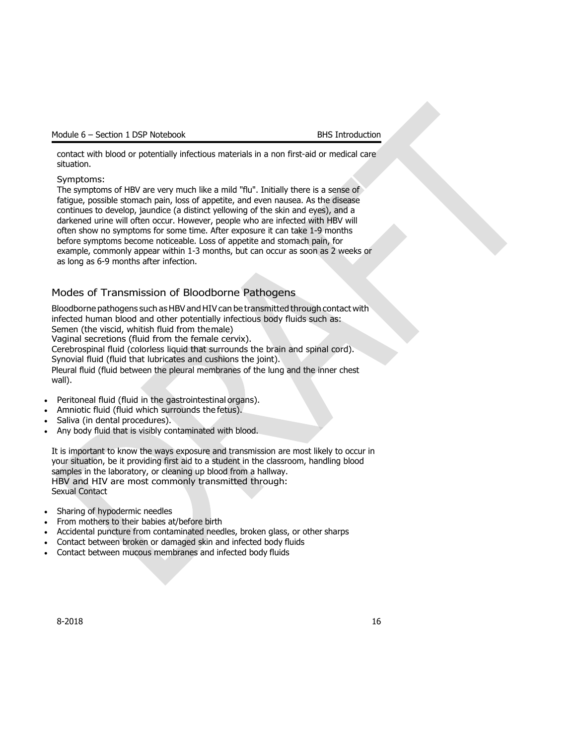contact with blood or potentially infectious materials in a non first-aid or medical care situation.

Symptoms:

The symptoms of HBV are very much like a mild "flu". Initially there is a sense of fatigue, possible stomach pain, loss of appetite, and even nausea. As the disease continues to develop, jaundice (a distinct yellowing of the skin and eyes), and a darkened urine will often occur. However, people who are infected with HBV will often show no symptoms for some time. After exposure it can take 1-9 months before symptoms become noticeable. Loss of appetite and stomach pain, for example, commonly appear within 1-3 months, but can occur as soon as 2 weeks or as long as 6-9 months after infection.

## Modes of Transmission of Bloodborne Pathogens

Bloodborne pathogens such as HBV and HIV can be transmitted through contact with infected human blood and other potentially infectious body fluids such as:
Semen (the viscid, whitish fluid from the male)
Vaginal secretions (fluid from the female cervix).
Cerebrospinal fluid (colorless liquid that surrounds the brain and spinal cord).
Synovial fluid (fluid that lubricates and cushions the joint).
Pleural fluid (fluid between the pleural membranes of the lung and the inner chest wall).

- Peritoneal fluid (fluid in the gastrointestinal organs).
- Amniotic fluid (fluid which surrounds the fetus).
- Saliva (in dental procedures).
- Any body fluid that is visibly contaminated with blood.

It is important to know the ways exposure and transmission are most likely to occur in your situation, be it providing first aid to a student in the classroom, handling blood samples in the laboratory, or cleaning up blood from a hallway.
HBV and HIV are most commonly transmitted through:
Sexual Contact

- Sharing of hypodermic needles
- From mothers to their babies at/before birth
- Accidental puncture from contaminated needles, broken glass, or other sharps
- Contact between broken or damaged skin and infected body fluids
- Contact between mucous membranes and infected body fluids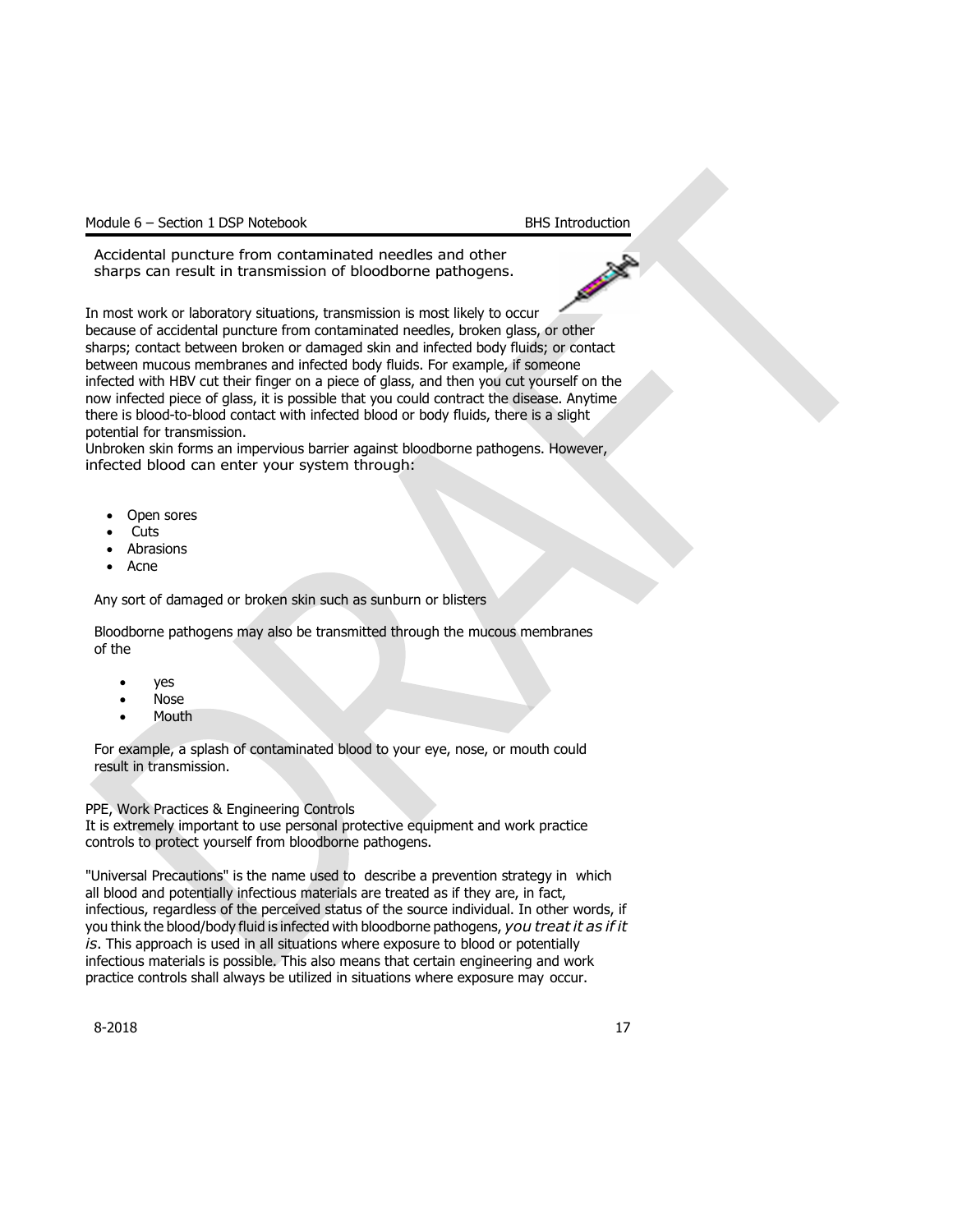Accidental puncture from contaminated needles and other sharps can result in transmission of bloodborne pathogens.

In most work or laboratory situations, transmission is most likely to occur because of accidental puncture from contaminated needles, broken glass, or other sharps; contact between broken or damaged skin and infected body fluids; or contact between mucous membranes and infected body fluids. For example, if someone infected with HBV cut their finger on a piece of glass, and then you cut yourself on the now infected piece of glass, it is possible that you could contract the disease. Anytime there is blood-to-blood contact with infected blood or body fluids, there is a slight potential for transmission.
Unbroken skin forms an impervious barrier against bloodborne pathogens. However, infected blood can enter your system through:

- Open sores
- Cuts
- Abrasions
- Acne

Any sort of damaged or broken skin such as sunburn or blisters

Bloodborne pathogens may also be transmitted through the mucous membranes of the

- yes
- Nose
- Mouth

For example, a splash of contaminated blood to your eye, nose, or mouth could result in transmission.

PPE, Work Practices & Engineering Controls
It is extremely important to use personal protective equipment and work practice controls to protect yourself from bloodborne pathogens.

"Universal Precautions" is the name used to describe a prevention strategy in which all blood and potentially infectious materials are treated as if they are, in fact, infectious, regardless of the perceived status of the source individual. In other words, if you think the blood/body fluid is infected with bloodborne pathogens, *you treat it as if it is*. This approach is used in all situations where exposure to blood or potentially infectious materials is possible. This also means that certain engineering and work practice controls shall always be utilized in situations where exposure may occur.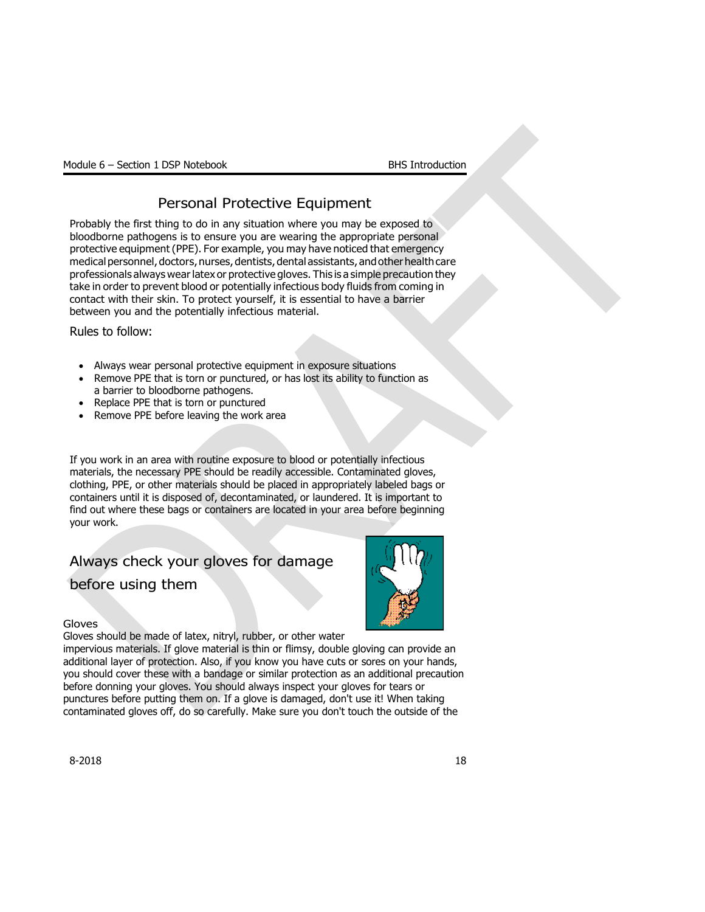## Personal Protective Equipment

Probably the first thing to do in any situation where you may be exposed to bloodborne pathogens is to ensure you are wearing the appropriate personal protective equipment (PPE). For example, you may have noticed that emergency medical personnel, doctors, nurses, dentists, dental assistants, and other health care professionals always wear latex or protective gloves. This is a simple precaution they take in order to prevent blood or potentially infectious body fluids from coming in contact with their skin. To protect yourself, it is essential to have a barrier between you and the potentially infectious material.

Rules to follow:

- Always wear personal protective equipment in exposure situations
- Remove PPE that is torn or punctured, or has lost its ability to function as a barrier to bloodborne pathogens.
- Replace PPE that is torn or punctured
- Remove PPE before leaving the work area

If you work in an area with routine exposure to blood or potentially infectious materials, the necessary PPE should be readily accessible. Contaminated gloves, clothing, PPE, or other materials should be placed in appropriately labeled bags or containers until it is disposed of, decontaminated, or laundered. It is important to find out where these bags or containers are located in your area before beginning your work.

### Always check your gloves for damage before using them

Gloves

Gloves should be made of latex, nitryl, rubber, or other water impervious materials. If glove material is thin or flimsy, double gloving can provide an additional layer of protection. Also, if you know you have cuts or sores on your hands, you should cover these with a bandage or similar protection as an additional precaution before donning your gloves. You should always inspect your gloves for tears or punctures before putting them on. If a glove is damaged, don't use it! When taking contaminated gloves off, do so carefully. Make sure you don't touch the outside of the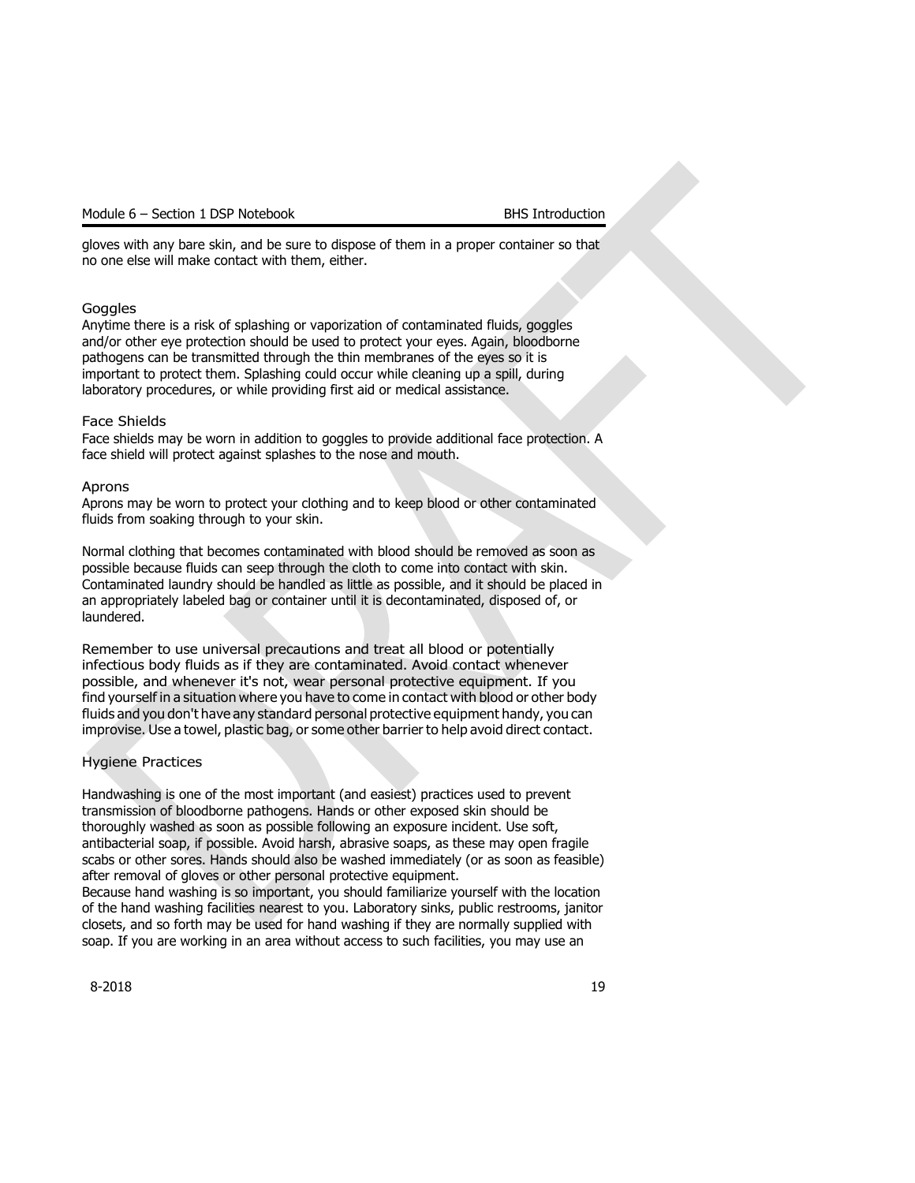gloves with any bare skin, and be sure to dispose of them in a proper container so that no one else will make contact with them, either.

### Goggles

Anytime there is a risk of splashing or vaporization of contaminated fluids, goggles and/or other eye protection should be used to protect your eyes. Again, bloodborne pathogens can be transmitted through the thin membranes of the eyes so it is important to protect them. Splashing could occur while cleaning up a spill, during laboratory procedures, or while providing first aid or medical assistance.

### Face Shields

Face shields may be worn in addition to goggles to provide additional face protection. A face shield will protect against splashes to the nose and mouth.

### Aprons

Aprons may be worn to protect your clothing and to keep blood or other contaminated fluids from soaking through to your skin.

Normal clothing that becomes contaminated with blood should be removed as soon as possible because fluids can seep through the cloth to come into contact with skin. Contaminated laundry should be handled as little as possible, and it should be placed in an appropriately labeled bag or container until it is decontaminated, disposed of, or laundered.

Remember to use universal precautions and treat all blood or potentially infectious body fluids as if they are contaminated. Avoid contact whenever possible, and whenever it's not, wear personal protective equipment. If you find yourself in a situation where you have to come in contact with blood or other body fluids and you don't have any standard personal protective equipment handy, you can improvise. Use a towel, plastic bag, or some other barrier to help avoid direct contact.

### Hygiene Practices

Handwashing is one of the most important (and easiest) practices used to prevent transmission of bloodborne pathogens. Hands or other exposed skin should be thoroughly washed as soon as possible following an exposure incident. Use soft, antibacterial soap, if possible. Avoid harsh, abrasive soaps, as these may open fragile scabs or other sores. Hands should also be washed immediately (or as soon as feasible) after removal of gloves or other personal protective equipment.

Because hand washing is so important, you should familiarize yourself with the location of the hand washing facilities nearest to you. Laboratory sinks, public restrooms, janitor closets, and so forth may be used for hand washing if they are normally supplied with soap. If you are working in an area without access to such facilities, you may use an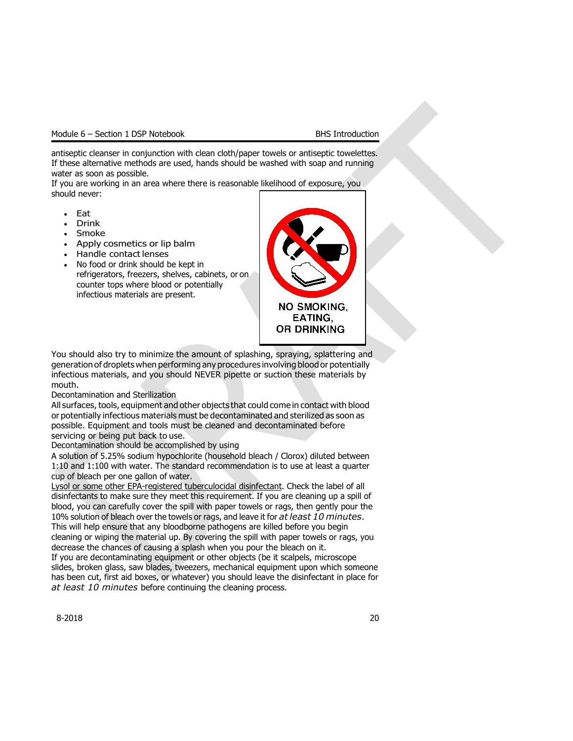antiseptic cleanser in conjunction with clean cloth/paper towels or antiseptic towelettes. If these alternative methods are used, hands should be washed with soap and running water as soon as possible.

If you are working in an area where there is reasonable likelihood of exposure, you should never:

- Eat
- Drink
- Smoke
- Apply cosmetics or lip balm
- Handle contact lenses
- No food or drink should be kept in refrigerators, freezers, shelves, cabinets, or on counter tops where blood or potentially infectious materials are present.

NO SMOKING, EATING, OR DRINKING

You should also try to minimize the amount of splashing, spraying, splattering and generation of droplets when performing any procedures involving blood or potentially infectious materials, and you should NEVER pipette or suction these materials by mouth.

Decontamination and Sterilization

All surfaces, tools, equipment and other objects that could come in contact with blood or potentially infectious materials must be decontaminated and sterilized as soon as possible. Equipment and tools must be cleaned and decontaminated before servicing or being put back to use.

Decontamination should be accomplished by using

A solution of 5.25% sodium hypochlorite (household bleach / Clorox) diluted between 1:10 and 1:100 with water. The standard recommendation is to use at least a quarter cup of bleach per one gallon of water.

<u>Lysol or some other EPA-registered tuberculocidal disinfectant</u>. Check the label of all disinfectants to make sure they meet this requirement. If you are cleaning up a spill of blood, you can carefully cover the spill with paper towels or rags, then gently pour the 10% solution of bleach over the towels or rags, and leave it for *at least 10 minutes*. This will help ensure that any bloodborne pathogens are killed before you begin cleaning or wiping the material up. By covering the spill with paper towels or rags, you decrease the chances of causing a splash when you pour the bleach on it.

If you are decontaminating equipment or other objects (be it scalpels, microscope slides, broken glass, saw blades, tweezers, mechanical equipment upon which someone has been cut, first aid boxes, or whatever) you should leave the disinfectant in place for *at least 10 minutes* before continuing the cleaning process.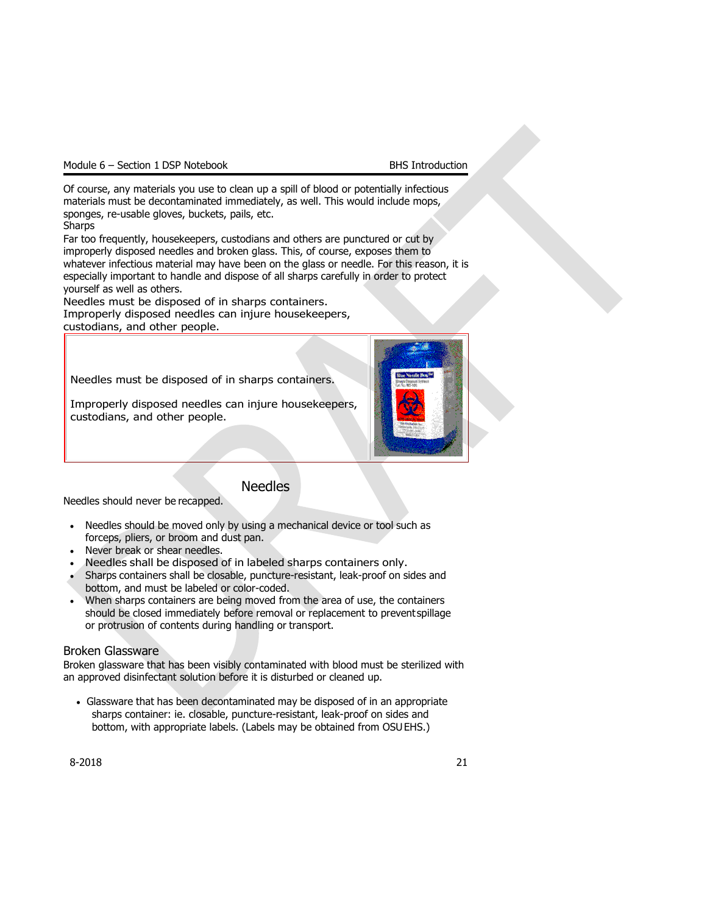Of course, any materials you use to clean up a spill of blood or potentially infectious materials must be decontaminated immediately, as well. This would include mops, sponges, re-usable gloves, buckets, pails, etc.

Sharps

Far too frequently, housekeepers, custodians and others are punctured or cut by improperly disposed needles and broken glass. This, of course, exposes them to whatever infectious material may have been on the glass or needle. For this reason, it is especially important to handle and dispose of all sharps carefully in order to protect yourself as well as others.

Needles must be disposed of in sharps containers.
Improperly disposed needles can injure housekeepers, custodians, and other people.

Needles must be disposed of in sharps containers.

Improperly disposed needles can injure housekeepers, custodians, and other people.

## Needles

Needles should never be recapped.

- Needles should be moved only by using a mechanical device or tool such as forceps, pliers, or broom and dust pan.
- Never break or shear needles.
- Needles shall be disposed of in labeled sharps containers only.
- Sharps containers shall be closable, puncture-resistant, leak-proof on sides and bottom, and must be labeled or color-coded.
- When sharps containers are being moved from the area of use, the containers should be closed immediately before removal or replacement to prevent spillage or protrusion of contents during handling or transport.

## Broken Glassware

Broken glassware that has been visibly contaminated with blood must be sterilized with an approved disinfectant solution before it is disturbed or cleaned up.

- Glassware that has been decontaminated may be disposed of in an appropriate sharps container: ie. closable, puncture-resistant, leak-proof on sides and bottom, with appropriate labels. (Labels may be obtained from OSU EHS.)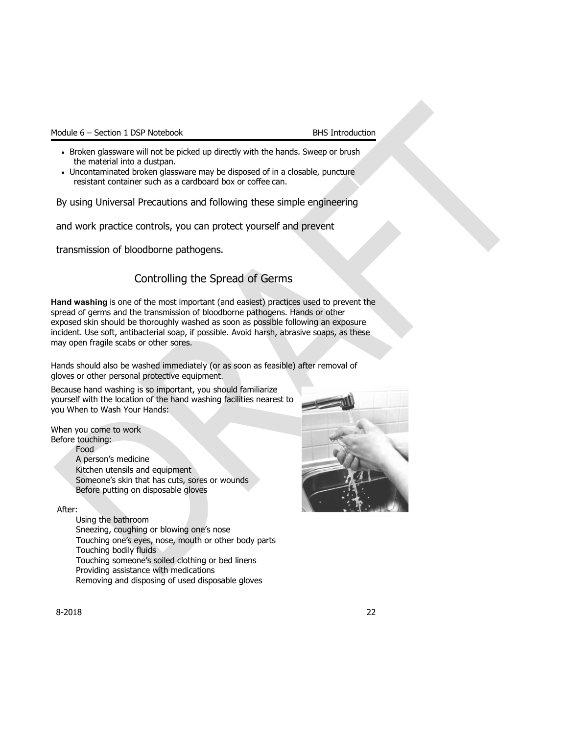- Broken glassware will not be picked up directly with the hands. Sweep or brush the material into a dustpan.
- Uncontaminated broken glassware may be disposed of in a closable, puncture resistant container such as a cardboard box or coffee can.

By using Universal Precautions and following these simple engineering and work practice controls, you can protect yourself and prevent transmission of bloodborne pathogens.

## Controlling the Spread of Germs

**Hand washing** is one of the most important (and easiest) practices used to prevent the spread of germs and the transmission of bloodborne pathogens. Hands or other exposed skin should be thoroughly washed as soon as possible following an exposure incident. Use soft, antibacterial soap, if possible. Avoid harsh, abrasive soaps, as these may open fragile scabs or other sores.

Hands should also be washed immediately (or as soon as feasible) after removal of gloves or other personal protective equipment.

Because hand washing is so important, you should familiarize yourself with the location of the hand washing facilities nearest to you When to Wash Your Hands:

When you come to work
Before touching:

- Food
- A person's medicine
- Kitchen utensils and equipment
- Someone's skin that has cuts, sores or wounds
- Before putting on disposable gloves

After:

- Using the bathroom
- Sneezing, coughing or blowing one's nose
- Touching one's eyes, nose, mouth or other body parts
- Touching bodily fluids
- Touching someone's soiled clothing or bed linens
- Providing assistance with medications
- Removing and disposing of used disposable gloves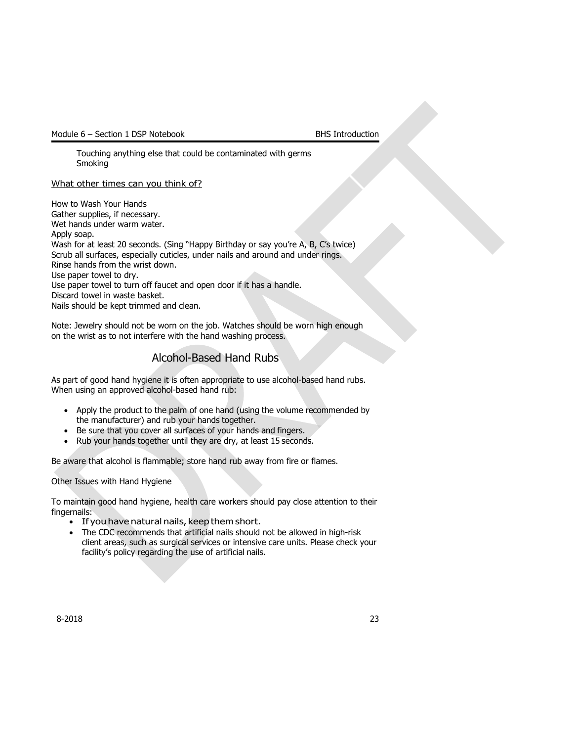Touching anything else that could be contaminated with germs
Smoking

What other times can you think of?

How to Wash Your Hands
Gather supplies, if necessary.
Wet hands under warm water.
Apply soap.
Wash for at least 20 seconds. (Sing "Happy Birthday or say you're A, B, C's twice)
Scrub all surfaces, especially cuticles, under nails and around and under rings.
Rinse hands from the wrist down.
Use paper towel to dry.
Use paper towel to turn off faucet and open door if it has a handle.
Discard towel in waste basket.
Nails should be kept trimmed and clean.

Note: Jewelry should not be worn on the job. Watches should be worn high enough on the wrist as to not interfere with the hand washing process.

## Alcohol-Based Hand Rubs

As part of good hand hygiene it is often appropriate to use alcohol-based hand rubs. When using an approved alcohol-based hand rub:

- Apply the product to the palm of one hand (using the volume recommended by the manufacturer) and rub your hands together.
- Be sure that you cover all surfaces of your hands and fingers.
- Rub your hands together until they are dry, at least 15 seconds.

Be aware that alcohol is flammable; store hand rub away from fire or flames.

Other Issues with Hand Hygiene

To maintain good hand hygiene, health care workers should pay close attention to their fingernails:

- If you have natural nails, keep them short.
- The CDC recommends that artificial nails should not be allowed in high-risk client areas, such as surgical services or intensive care units. Please check your facility's policy regarding the use of artificial nails.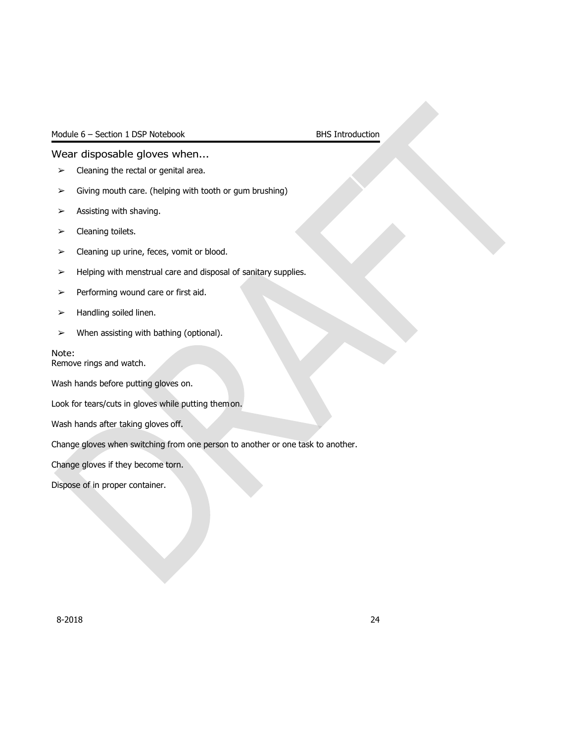## Wear disposable gloves when...

- Cleaning the rectal or genital area.
- Giving mouth care. (helping with tooth or gum brushing)
- Assisting with shaving.
- Cleaning toilets.
- Cleaning up urine, feces, vomit or blood.
- Helping with menstrual care and disposal of sanitary supplies.
- Performing wound care or first aid.
- Handling soiled linen.
- When assisting with bathing (optional).

Note:
Remove rings and watch.

Wash hands before putting gloves on.

Look for tears/cuts in gloves while putting them on.

Wash hands after taking gloves off.

Change gloves when switching from one person to another or one task to another.

Change gloves if they become torn.

Dispose of in proper container.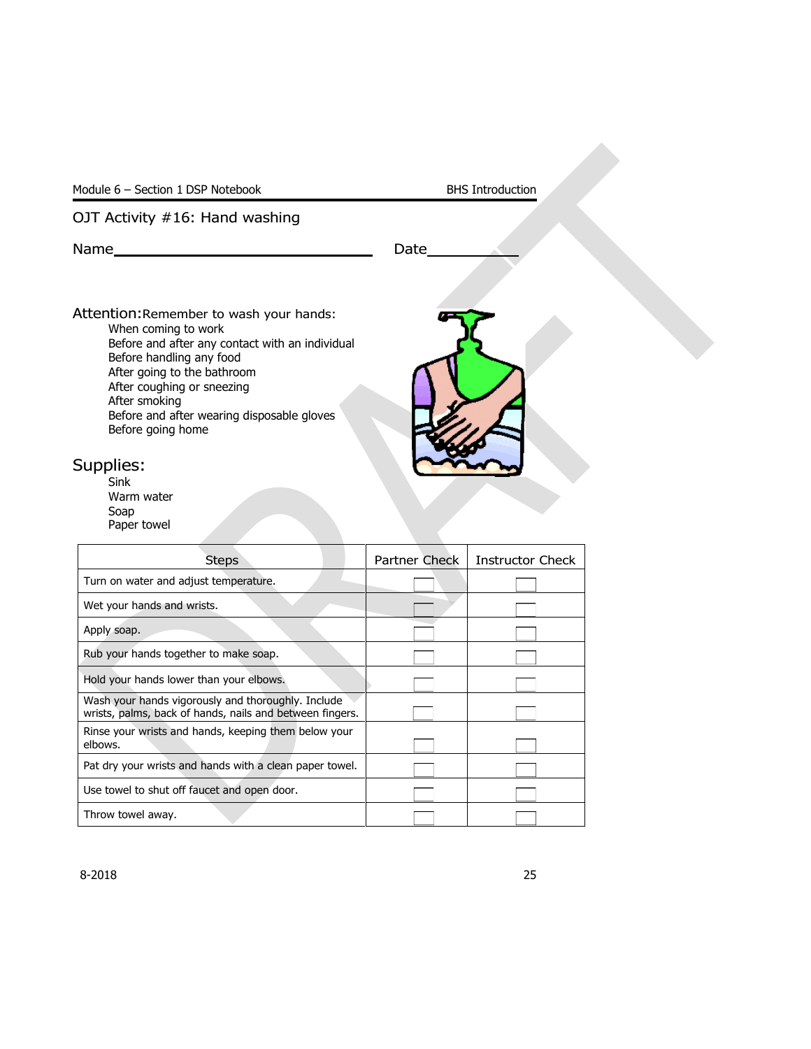# OJT Activity #16: Hand washing

Name________________________________ Date___________

**Attention:** Remember to wash your hands:

- When coming to work
- Before and after any contact with an individual
- Before handling any food
- After going to the bathroom
- After coughing or sneezing
- After smoking
- Before and after wearing disposable gloves
- Before going home

## Supplies:

- Sink
- Warm water
- Soap
- Paper towel

| Steps | Partner Check | Instructor Check |
|---|---|---|
| Turn on water and adjust temperature. | ☐ | ☐ |
| Wet your hands and wrists. | ☐ | ☐ |
| Apply soap. | ☐ | ☐ |
| Rub your hands together to make soap. | ☐ | ☐ |
| Hold your hands lower than your elbows. | ☐ | ☐ |
| Wash your hands vigorously and thoroughly. Include wrists, palms, back of hands, nails and between fingers. | ☐ | ☐ |
| Rinse your wrists and hands, keeping them below your elbows. | ☐ | ☐ |
| Pat dry your wrists and hands with a clean paper towel. | ☐ | ☐ |
| Use towel to shut off faucet and open door. | ☐ | ☐ |
| Throw towel away. | ☐ | ☐ |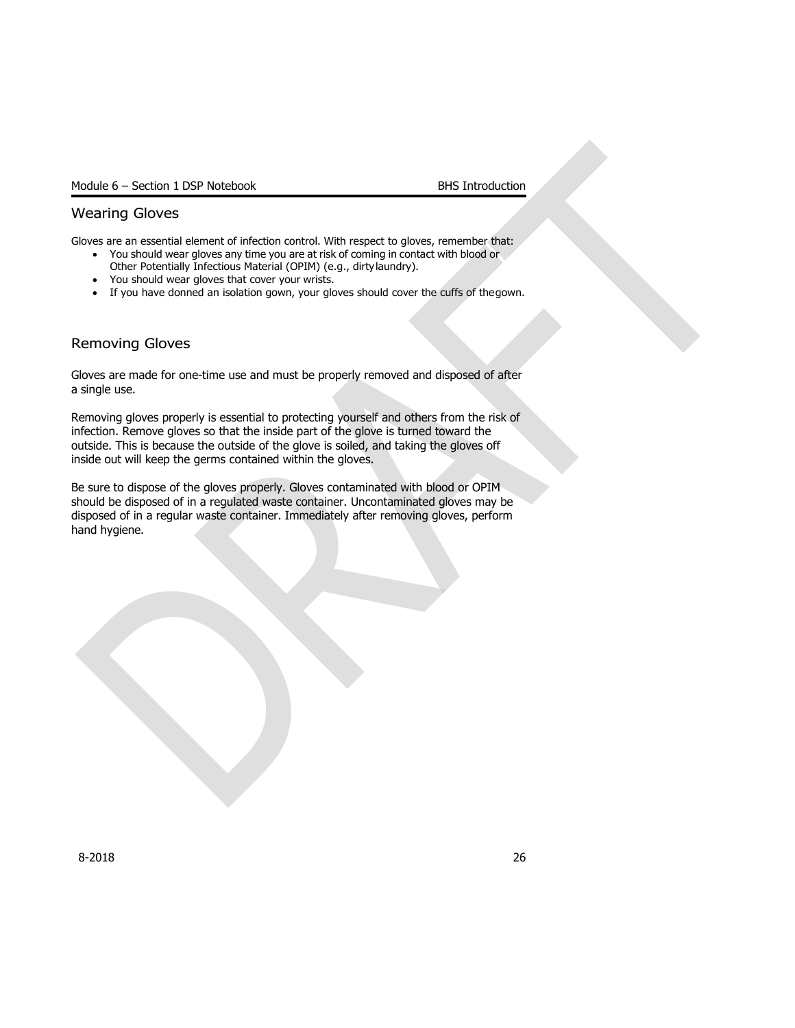## Wearing Gloves

Gloves are an essential element of infection control. With respect to gloves, remember that:

- You should wear gloves any time you are at risk of coming in contact with blood or Other Potentially Infectious Material (OPIM) (e.g., dirty laundry).
- You should wear gloves that cover your wrists.
- If you have donned an isolation gown, your gloves should cover the cuffs of the gown.

## Removing Gloves

Gloves are made for one-time use and must be properly removed and disposed of after a single use.

Removing gloves properly is essential to protecting yourself and others from the risk of infection. Remove gloves so that the inside part of the glove is turned toward the outside. This is because the outside of the glove is soiled, and taking the gloves off inside out will keep the germs contained within the gloves.

Be sure to dispose of the gloves properly. Gloves contaminated with blood or OPIM should be disposed of in a regulated waste container. Uncontaminated gloves may be disposed of in a regular waste container. Immediately after removing gloves, perform hand hygiene.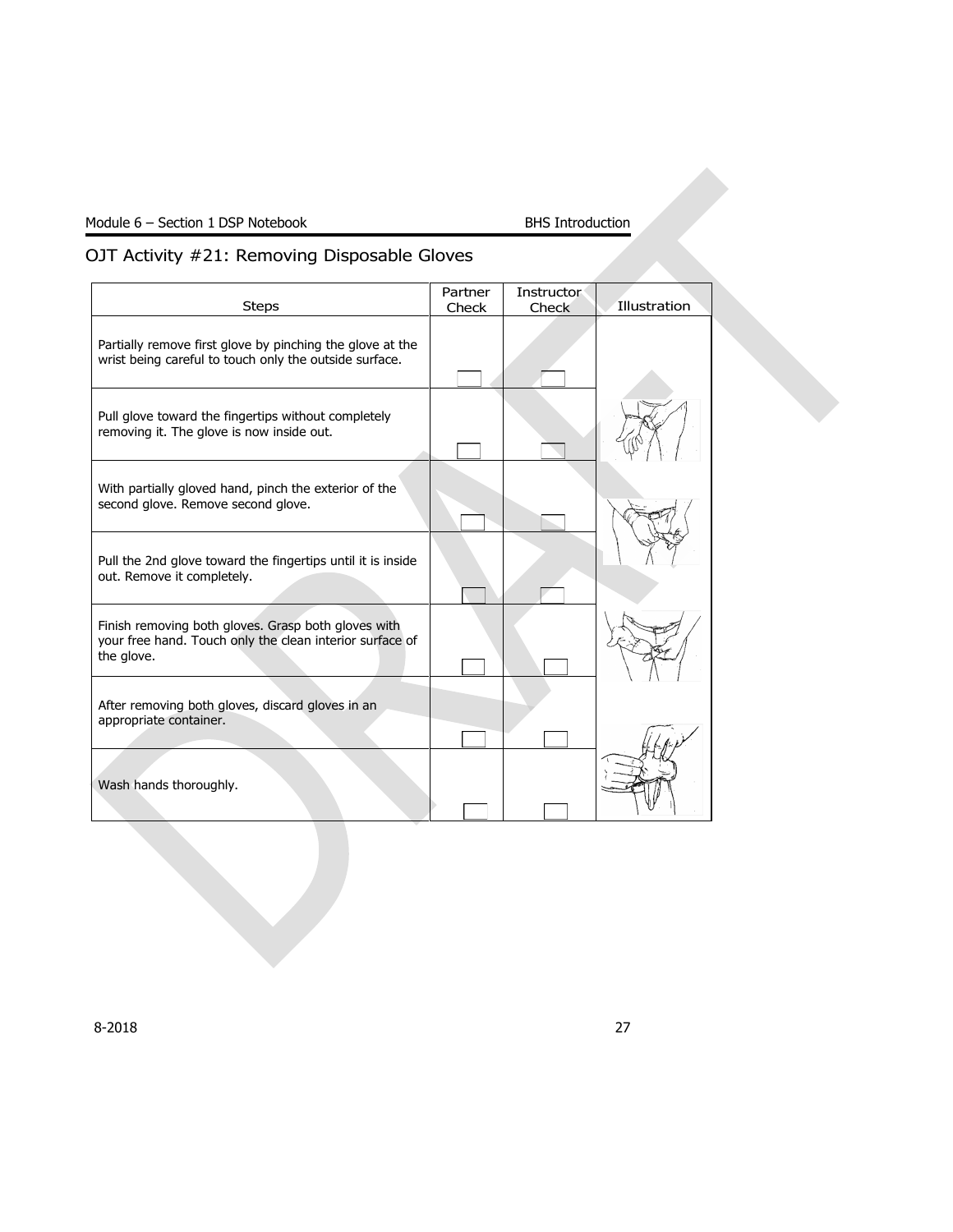## OJT Activity #21: Removing Disposable Gloves

| Steps | Partner Check | Instructor Check | Illustration |
|---|---|---|---|
| Partially remove first glove by pinching the glove at the wrist being careful to touch only the outside surface. | ☐ | ☐ | |
| Pull glove toward the fingertips without completely removing it. The glove is now inside out. | ☐ | ☐ | |
| With partially gloved hand, pinch the exterior of the second glove. Remove second glove. | ☐ | ☐ | |
| Pull the 2nd glove toward the fingertips until it is inside out. Remove it completely. | ☐ | ☐ | |
| Finish removing both gloves. Grasp both gloves with your free hand. Touch only the clean interior surface of the glove. | ☐ | ☐ | |
| After removing both gloves, discard gloves in an appropriate container. | ☐ | ☐ | |
| Wash hands thoroughly. | ☐ | ☐ | |

8-2018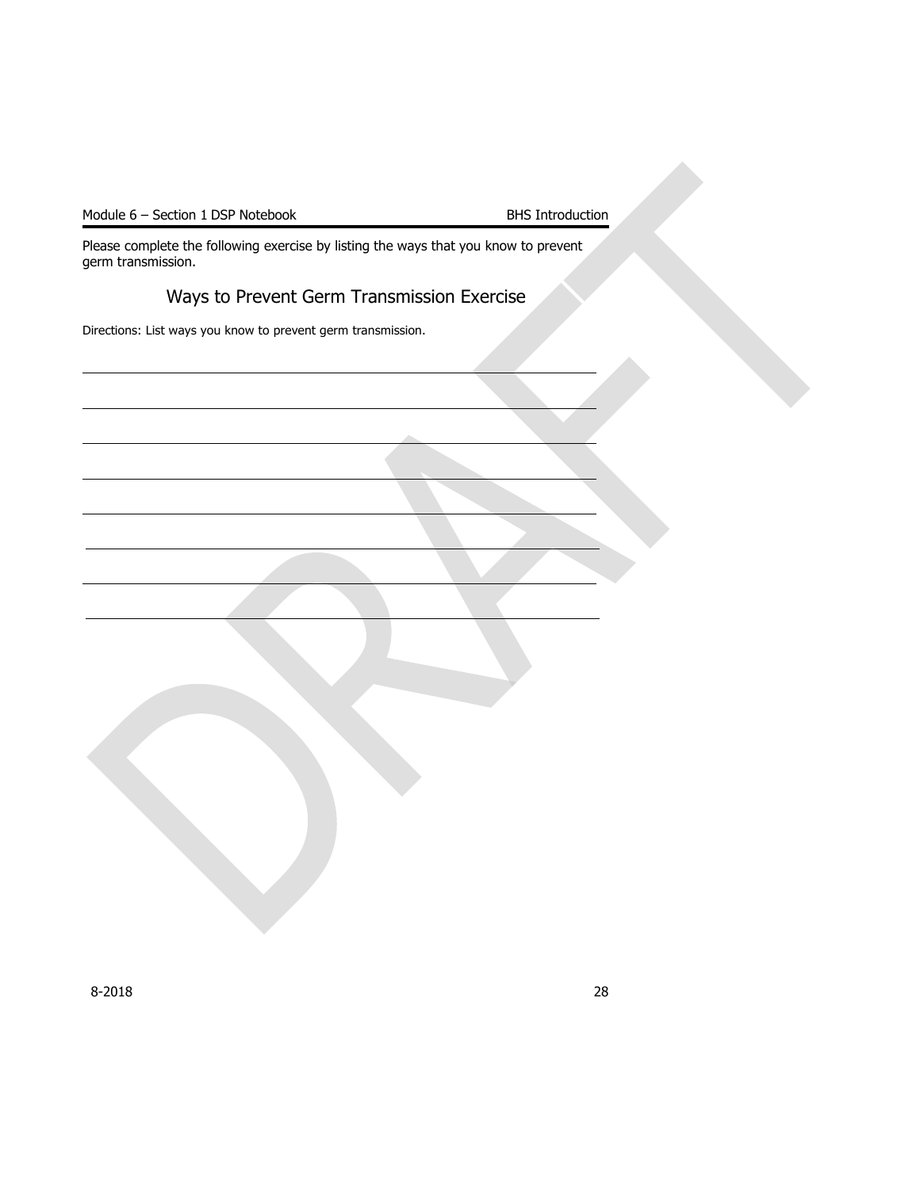Please complete the following exercise by listing the ways that you know to prevent germ transmission.

## Ways to Prevent Germ Transmission Exercise

Directions: List ways you know to prevent germ transmission.

\_\_\_\_\_\_\_\_\_\_\_\_\_\_\_\_\_\_\_\_\_\_\_\_\_\_\_\_\_\_\_\_\_\_\_\_\_\_\_\_\_\_\_\_\_\_\_\_\_\_\_\_\_\_\_\_\_\_\_\_

\_\_\_\_\_\_\_\_\_\_\_\_\_\_\_\_\_\_\_\_\_\_\_\_\_\_\_\_\_\_\_\_\_\_\_\_\_\_\_\_\_\_\_\_\_\_\_\_\_\_\_\_\_\_\_\_\_\_\_\_

\_\_\_\_\_\_\_\_\_\_\_\_\_\_\_\_\_\_\_\_\_\_\_\_\_\_\_\_\_\_\_\_\_\_\_\_\_\_\_\_\_\_\_\_\_\_\_\_\_\_\_\_\_\_\_\_\_\_\_\_

\_\_\_\_\_\_\_\_\_\_\_\_\_\_\_\_\_\_\_\_\_\_\_\_\_\_\_\_\_\_\_\_\_\_\_\_\_\_\_\_\_\_\_\_\_\_\_\_\_\_\_\_\_\_\_\_\_\_\_\_

\_\_\_\_\_\_\_\_\_\_\_\_\_\_\_\_\_\_\_\_\_\_\_\_\_\_\_\_\_\_\_\_\_\_\_\_\_\_\_\_\_\_\_\_\_\_\_\_\_\_\_\_\_\_\_\_\_\_\_\_

\_\_\_\_\_\_\_\_\_\_\_\_\_\_\_\_\_\_\_\_\_\_\_\_\_\_\_\_\_\_\_\_\_\_\_\_\_\_\_\_\_\_\_\_\_\_\_\_\_\_\_\_\_\_\_\_\_\_\_\_

\_\_\_\_\_\_\_\_\_\_\_\_\_\_\_\_\_\_\_\_\_\_\_\_\_\_\_\_\_\_\_\_\_\_\_\_\_\_\_\_\_\_\_\_\_\_\_\_\_\_\_\_\_\_\_\_\_\_\_\_

\_\_\_\_\_\_\_\_\_\_\_\_\_\_\_\_\_\_\_\_\_\_\_\_\_\_\_\_\_\_\_\_\_\_\_\_\_\_\_\_\_\_\_\_\_\_\_\_\_\_\_\_\_\_\_\_\_\_\_\_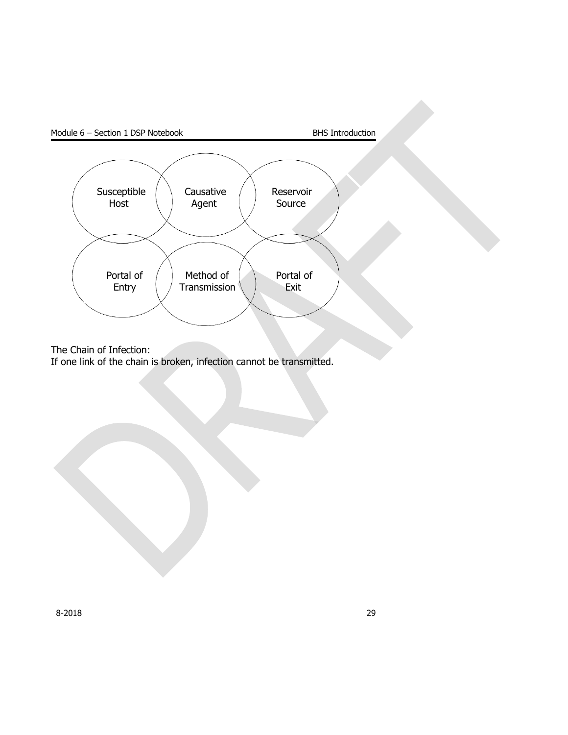Susceptible Host

Causative Agent

Reservoir Source

Portal of Entry

Method of Transmission

Portal of Exit

The Chain of Infection:
If one link of the chain is broken, infection cannot be transmitted.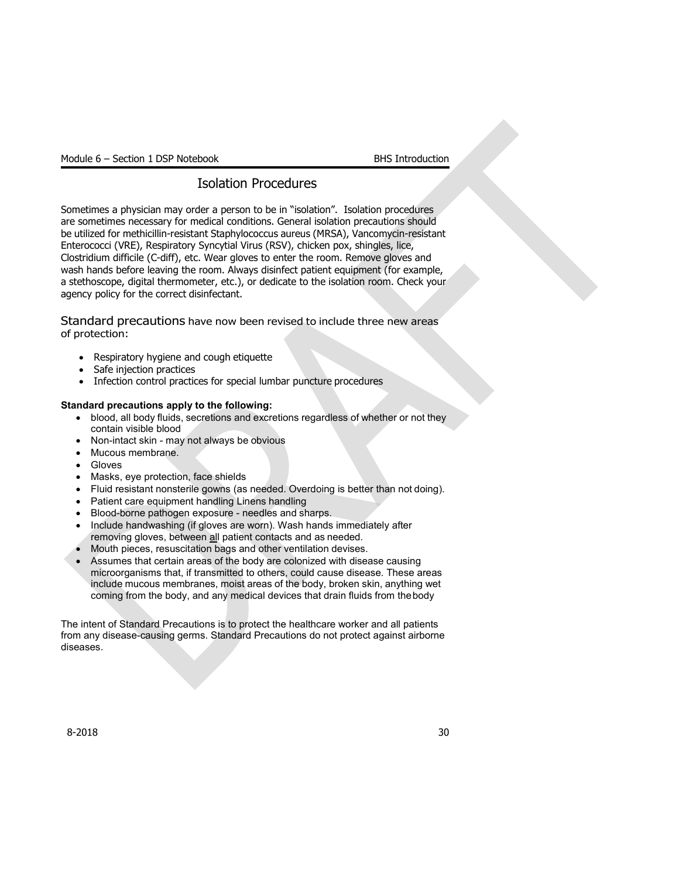# Isolation Procedures

Sometimes a physician may order a person to be in "isolation". Isolation procedures are sometimes necessary for medical conditions. General isolation precautions should be utilized for methicillin-resistant Staphylococcus aureus (MRSA), Vancomycin-resistant Enterococci (VRE), Respiratory Syncytial Virus (RSV), chicken pox, shingles, lice, Clostridium difficile (C-diff), etc. Wear gloves to enter the room. Remove gloves and wash hands before leaving the room. Always disinfect patient equipment (for example, a stethoscope, digital thermometer, etc.), or dedicate to the isolation room. Check your agency policy for the correct disinfectant.

Standard precautions have now been revised to include three new areas of protection:

- Respiratory hygiene and cough etiquette
- Safe injection practices
- Infection control practices for special lumbar puncture procedures

**Standard precautions apply to the following:**

- blood, all body fluids, secretions and excretions regardless of whether or not they contain visible blood
- Non-intact skin - may not always be obvious
- Mucous membrane.
- Gloves
- Masks, eye protection, face shields
- Fluid resistant nonsterile gowns (as needed. Overdoing is better than not doing).
- Patient care equipment handling Linens handling
- Blood-borne pathogen exposure - needles and sharps.
- Include handwashing (if gloves are worn). Wash hands immediately after removing gloves, between all patient contacts and as needed.
- Mouth pieces, resuscitation bags and other ventilation devises.
- Assumes that certain areas of the body are colonized with disease causing microorganisms that, if transmitted to others, could cause disease. These areas include mucous membranes, moist areas of the body, broken skin, anything wet coming from the body, and any medical devices that drain fluids from the body

The intent of Standard Precautions is to protect the healthcare worker and all patients from any disease-causing germs. Standard Precautions do not protect against airborne diseases.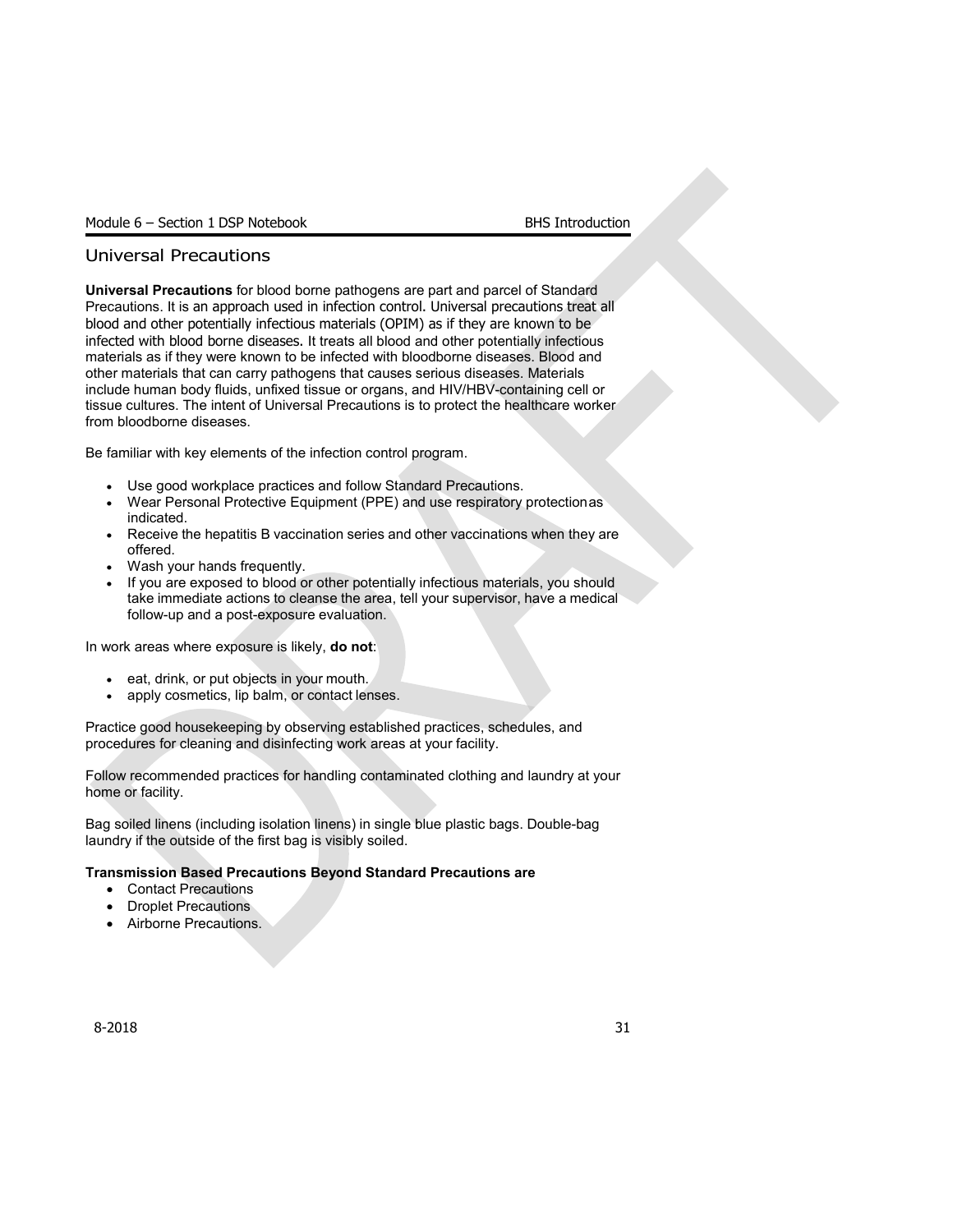## Universal Precautions

**Universal Precautions** for blood borne pathogens are part and parcel of Standard Precautions. It is an approach used in infection control. Universal precautions treat all blood and other potentially infectious materials (OPIM) as if they are known to be infected with blood borne diseases. It treats all blood and other potentially infectious materials as if they were known to be infected with bloodborne diseases. Blood and other materials that can carry pathogens that causes serious diseases. Materials include human body fluids, unfixed tissue or organs, and HIV/HBV-containing cell or tissue cultures. The intent of Universal Precautions is to protect the healthcare worker from bloodborne diseases.

Be familiar with key elements of the infection control program.

- Use good workplace practices and follow Standard Precautions.
- Wear Personal Protective Equipment (PPE) and use respiratory protectionas indicated.
- Receive the hepatitis B vaccination series and other vaccinations when they are offered.
- Wash your hands frequently.
- If you are exposed to blood or other potentially infectious materials, you should take immediate actions to cleanse the area, tell your supervisor, have a medical follow-up and a post-exposure evaluation.

In work areas where exposure is likely, **do not**:

- eat, drink, or put objects in your mouth.
- apply cosmetics, lip balm, or contact lenses.

Practice good housekeeping by observing established practices, schedules, and procedures for cleaning and disinfecting work areas at your facility.

Follow recommended practices for handling contaminated clothing and laundry at your home or facility.

Bag soiled linens (including isolation linens) in single blue plastic bags. Double-bag laundry if the outside of the first bag is visibly soiled.

**Transmission Based Precautions Beyond Standard Precautions are**

- Contact Precautions
- Droplet Precautions
- Airborne Precautions.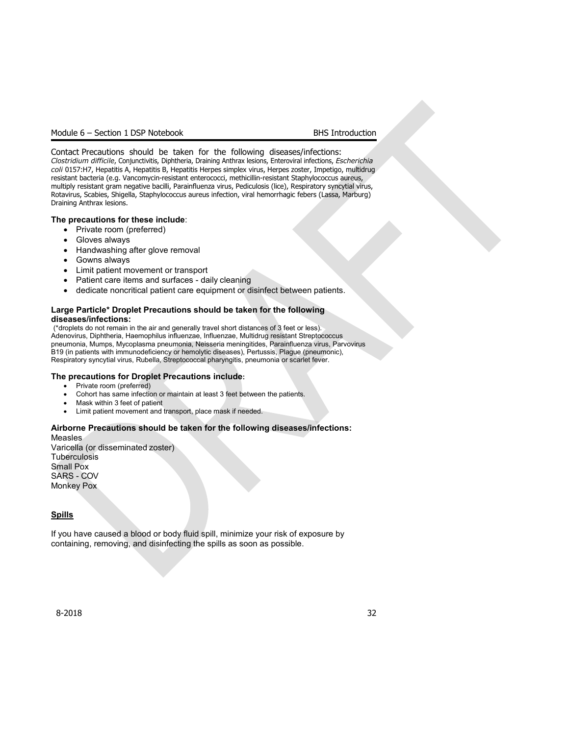Contact Precautions should be taken for the following diseases/infections: *Clostridium difficile*, Conjunctivitis, Diphtheria, Draining Anthrax lesions, Enteroviral infections, *Escherichia coli* 0157:H7, Hepatitis A, Hepatitis B, Hepatitis Herpes simplex virus, Herpes zoster, Impetigo, multidrug resistant bacteria (e.g. Vancomycin-resistant enterococci, methicillin-resistant Staphylococcus aureus, multiply resistant gram negative bacilli, Parainfluenza virus, Pediculosis (lice), Respiratory syncytial virus, Rotavirus, Scabies, Shigella, Staphylococcus aureus infection, viral hemorrhagic febers (Lassa, Marburg) Draining Anthrax lesions.

**The precautions for these include**:

- Private room (preferred)
- Gloves always
- Handwashing after glove removal
- Gowns always
- Limit patient movement or transport
- Patient care items and surfaces - daily cleaning
- dedicate noncritical patient care equipment or disinfect between patients.

**Large Particle* Droplet Precautions should be taken for the following diseases/infections:**

(*droplets do not remain in the air and generally travel short distances of 3 feet or less). Adenovirus, Diphtheria, Haemophilus influenzae, Influenzae, Multidrug resistant Streptococcus pneumonia, Mumps, Mycoplasma pneumonia, Neisseria meningitides, Parainfluenza virus, Parvovirus B19 (in patients with immunodeficiency or hemolytic diseases), Pertussis, Plague (pneumonic), Respiratory syncytial virus, Rubella, Streptococcal pharyngitis, pneumonia or scarlet fever.

**The precautions for Droplet Precautions include:**

- Private room (preferred)
- Cohort has same infection or maintain at least 3 feet between the patients.
- Mask within 3 feet of patient
- Limit patient movement and transport, place mask if needed.

**Airborne Precautions should be taken for the following diseases/infections:**

Measles
Varicella (or disseminated zoster)
Tuberculosis
Small Pox
SARS - COV
Monkey Pox

## Spills

If you have caused a blood or body fluid spill, minimize your risk of exposure by containing, removing, and disinfecting the spills as soon as possible.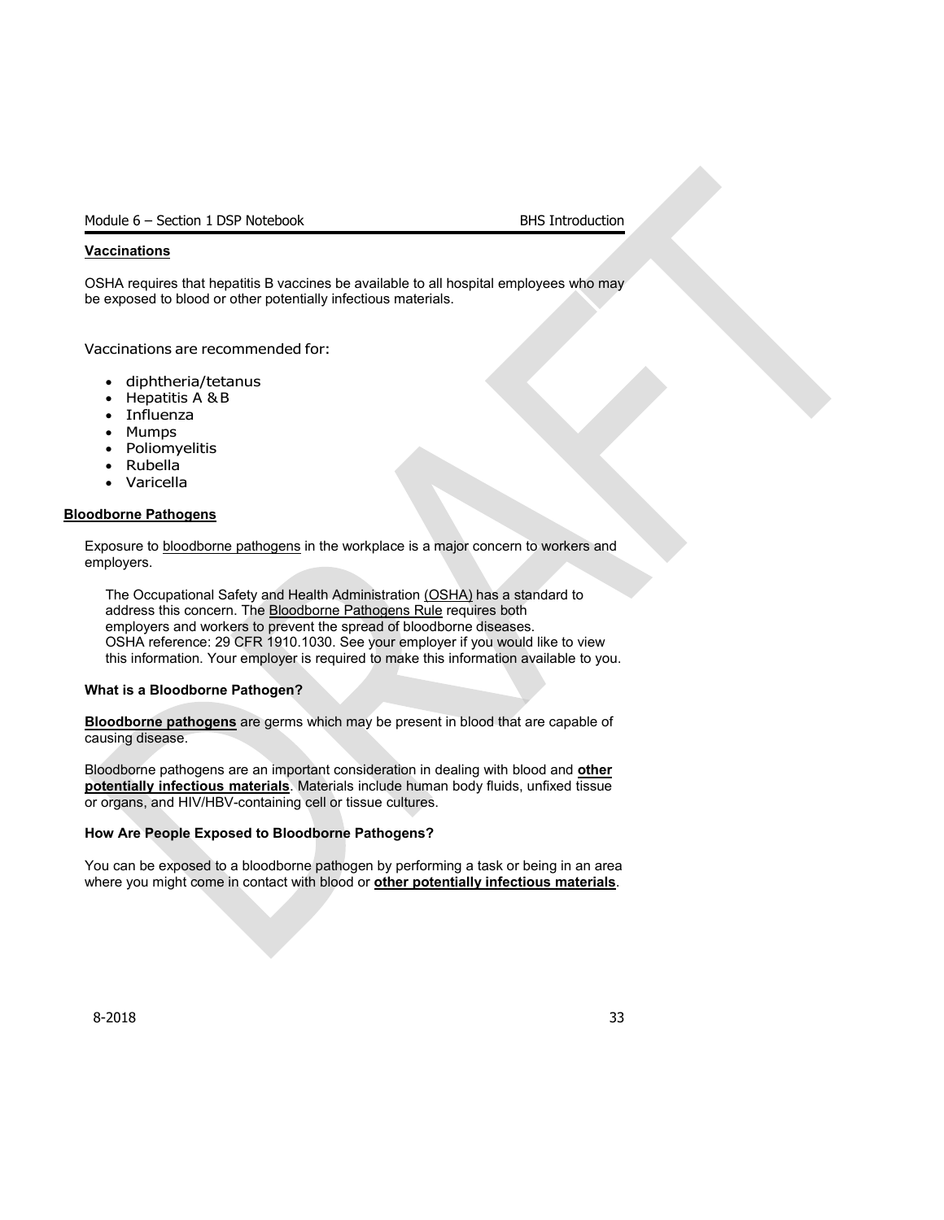### Vaccinations

OSHA requires that hepatitis B vaccines be available to all hospital employees who may be exposed to blood or other potentially infectious materials.

Vaccinations are recommended for:

- diphtheria/tetanus
- Hepatitis A & B
- Influenza
- Mumps
- Poliomyelitis
- Rubella
- Varicella

### Bloodborne Pathogens

Exposure to bloodborne pathogens in the workplace is a major concern to workers and employers.

The Occupational Safety and Health Administration (OSHA) has a standard to address this concern. The Bloodborne Pathogens Rule requires both employers and workers to prevent the spread of bloodborne diseases. OSHA reference: 29 CFR 1910.1030. See your employer if you would like to view this information. Your employer is required to make this information available to you.

#### What is a Bloodborne Pathogen?

**Bloodborne pathogens** are germs which may be present in blood that are capable of causing disease.

Bloodborne pathogens are an important consideration in dealing with blood and **other potentially infectious materials**. Materials include human body fluids, unfixed tissue or organs, and HIV/HBV-containing cell or tissue cultures.

#### How Are People Exposed to Bloodborne Pathogens?

You can be exposed to a bloodborne pathogen by performing a task or being in an area where you might come in contact with blood or **other potentially infectious materials**.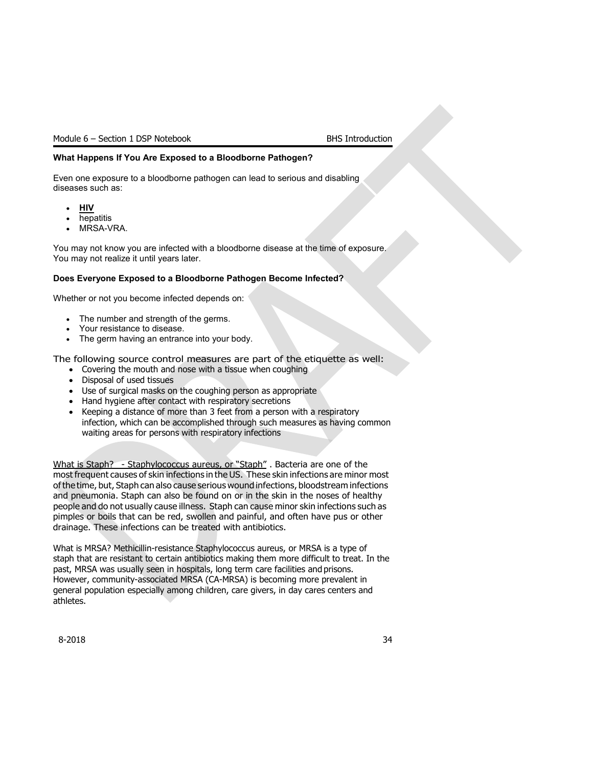**What Happens If You Are Exposed to a Bloodborne Pathogen?**

Even one exposure to a bloodborne pathogen can lead to serious and disabling diseases such as:

- **HIV**
- hepatitis
- MRSA-VRA.

You may not know you are infected with a bloodborne disease at the time of exposure. You may not realize it until years later.

**Does Everyone Exposed to a Bloodborne Pathogen Become Infected?**

Whether or not you become infected depends on:

- The number and strength of the germs.
- Your resistance to disease.
- The germ having an entrance into your body.

The following source control measures are part of the etiquette as well:

- Covering the mouth and nose with a tissue when coughing
- Disposal of used tissues
- Use of surgical masks on the coughing person as appropriate
- Hand hygiene after contact with respiratory secretions
- Keeping a distance of more than 3 feet from a person with a respiratory infection, which can be accomplished through such measures as having common waiting areas for persons with respiratory infections

What is Staph? - Staphylococcus aureus, or "Staph" . Bacteria are one of the most frequent causes of skin infections in the US. These skin infections are minor most of the time, but, Staph can also cause serious wound infections, bloodstream infections and pneumonia. Staph can also be found on or in the skin in the noses of healthy people and do not usually cause illness. Staph can cause minor skin infections such as pimples or boils that can be red, swollen and painful, and often have pus or other drainage. These infections can be treated with antibiotics.

What is MRSA? Methicillin-resistance Staphylococcus aureus, or MRSA is a type of staph that are resistant to certain antibiotics making them more difficult to treat. In the past, MRSA was usually seen in hospitals, long term care facilities and prisons. However, community-associated MRSA (CA-MRSA) is becoming more prevalent in general population especially among children, care givers, in day cares centers and athletes.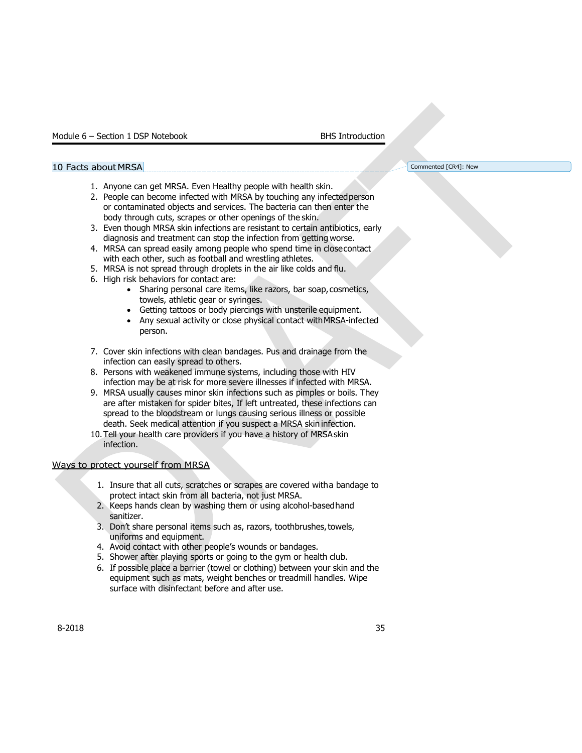## 10 Facts about MRSA

1. Anyone can get MRSA. Even Healthy people with health skin.
2. People can become infected with MRSA by touching any infected person or contaminated objects and services. The bacteria can then enter the body through cuts, scrapes or other openings of the skin.
3. Even though MRSA skin infections are resistant to certain antibiotics, early diagnosis and treatment can stop the infection from getting worse.
4. MRSA can spread easily among people who spend time in close contact with each other, such as football and wrestling athletes.
5. MRSA is not spread through droplets in the air like colds and flu.
6. High risk behaviors for contact are:
   - Sharing personal care items, like razors, bar soap, cosmetics, towels, athletic gear or syringes.
   - Getting tattoos or body piercings with unsterile equipment.
   - Any sexual activity or close physical contact with MRSA-infected person.
7. Cover skin infections with clean bandages. Pus and drainage from the infection can easily spread to others.
8. Persons with weakened immune systems, including those with HIV infection may be at risk for more severe illnesses if infected with MRSA.
9. MRSA usually causes minor skin infections such as pimples or boils. They are after mistaken for spider bites, If left untreated, these infections can spread to the bloodstream or lungs causing serious illness or possible death. Seek medical attention if you suspect a MRSA skin infection.
10. Tell your health care providers if you have a history of MRSA skin infection.

## Ways to protect yourself from MRSA

1. Insure that all cuts, scratches or scrapes are covered with a bandage to protect intact skin from all bacteria, not just MRSA.
2. Keeps hands clean by washing them or using alcohol-based hand sanitizer.
3. Don't share personal items such as, razors, toothbrushes, towels, uniforms and equipment.
4. Avoid contact with other people's wounds or bandages.
5. Shower after playing sports or going to the gym or health club.
6. If possible place a barrier (towel or clothing) between your skin and the equipment such as mats, weight benches or treadmill handles. Wipe surface with disinfectant before and after use.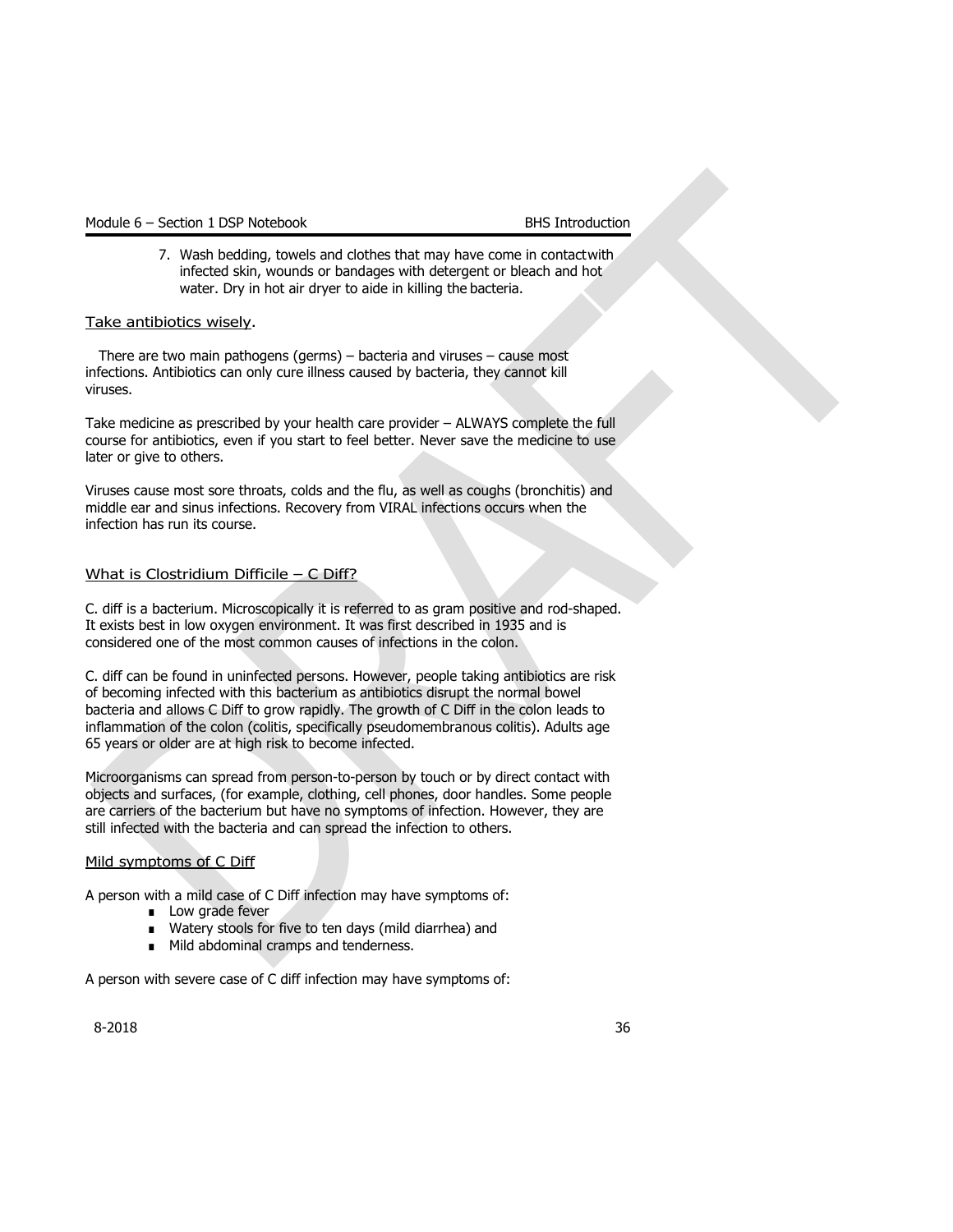7. Wash bedding, towels and clothes that may have come in contactwith infected skin, wounds or bandages with detergent or bleach and hot water. Dry in hot air dryer to aide in killing the bacteria.

### Take antibiotics wisely.

There are two main pathogens (germs) – bacteria and viruses – cause most infections. Antibiotics can only cure illness caused by bacteria, they cannot kill viruses.

Take medicine as prescribed by your health care provider – ALWAYS complete the full course for antibiotics, even if you start to feel better. Never save the medicine to use later or give to others.

Viruses cause most sore throats, colds and the flu, as well as coughs (bronchitis) and middle ear and sinus infections. Recovery from VIRAL infections occurs when the infection has run its course.

### What is Clostridium Difficile – C Diff?

C. diff is a bacterium. Microscopically it is referred to as gram positive and rod-shaped. It exists best in low oxygen environment. It was first described in 1935 and is considered one of the most common causes of infections in the colon.

C. diff can be found in uninfected persons. However, people taking antibiotics are risk of becoming infected with this bacterium as antibiotics disrupt the normal bowel bacteria and allows C Diff to grow rapidly. The growth of C Diff in the colon leads to inflammation of the colon (colitis, specifically pseudomembranous colitis). Adults age 65 years or older are at high risk to become infected.

Microorganisms can spread from person-to-person by touch or by direct contact with objects and surfaces, (for example, clothing, cell phones, door handles. Some people are carriers of the bacterium but have no symptoms of infection. However, they are still infected with the bacteria and can spread the infection to others.

### Mild symptoms of C Diff

A person with a mild case of C Diff infection may have symptoms of:

- Low grade fever
- Watery stools for five to ten days (mild diarrhea) and
- Mild abdominal cramps and tenderness.

A person with severe case of C diff infection may have symptoms of: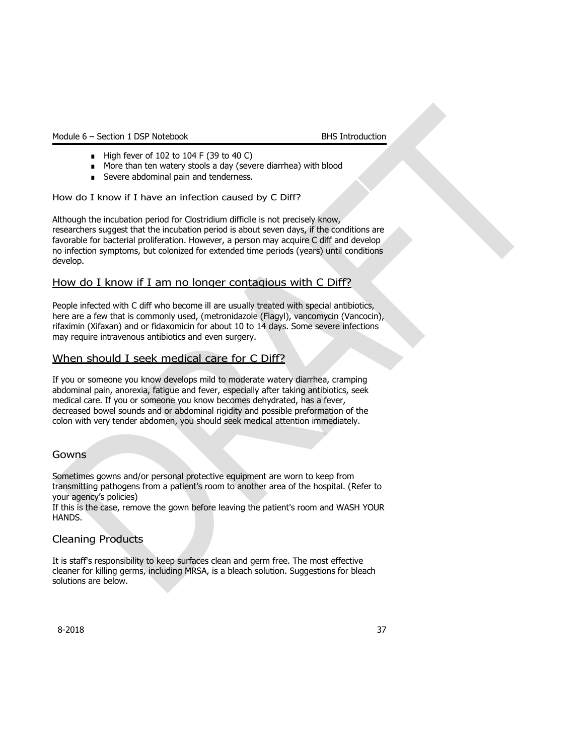- High fever of 102 to 104 F (39 to 40 C)
- More than ten watery stools a day (severe diarrhea) with blood
- Severe abdominal pain and tenderness.

### How do I know if I have an infection caused by C Diff?

Although the incubation period for Clostridium difficile is not precisely know, researchers suggest that the incubation period is about seven days, if the conditions are favorable for bacterial proliferation. However, a person may acquire C diff and develop no infection symptoms, but colonized for extended time periods (years) until conditions develop.

### How do I know if I am no longer contagious with C Diff?

People infected with C diff who become ill are usually treated with special antibiotics, here are a few that is commonly used, (metronidazole (Flagyl), vancomycin (Vancocin), rifaximin (Xifaxan) and or fidaxomicin for about 10 to 14 days. Some severe infections may require intravenous antibiotics and even surgery.

### When should I seek medical care for C Diff?

If you or someone you know develops mild to moderate watery diarrhea, cramping abdominal pain, anorexia, fatigue and fever, especially after taking antibiotics, seek medical care. If you or someone you know becomes dehydrated, has a fever, decreased bowel sounds and or abdominal rigidity and possible preformation of the colon with very tender abdomen, you should seek medical attention immediately.

## Gowns

Sometimes gowns and/or personal protective equipment are worn to keep from transmitting pathogens from a patient's room to another area of the hospital. (Refer to your agency's policies)
If this is the case, remove the gown before leaving the patient's room and WASH YOUR HANDS.

## Cleaning Products

It is staff's responsibility to keep surfaces clean and germ free. The most effective cleaner for killing germs, including MRSA, is a bleach solution. Suggestions for bleach solutions are below.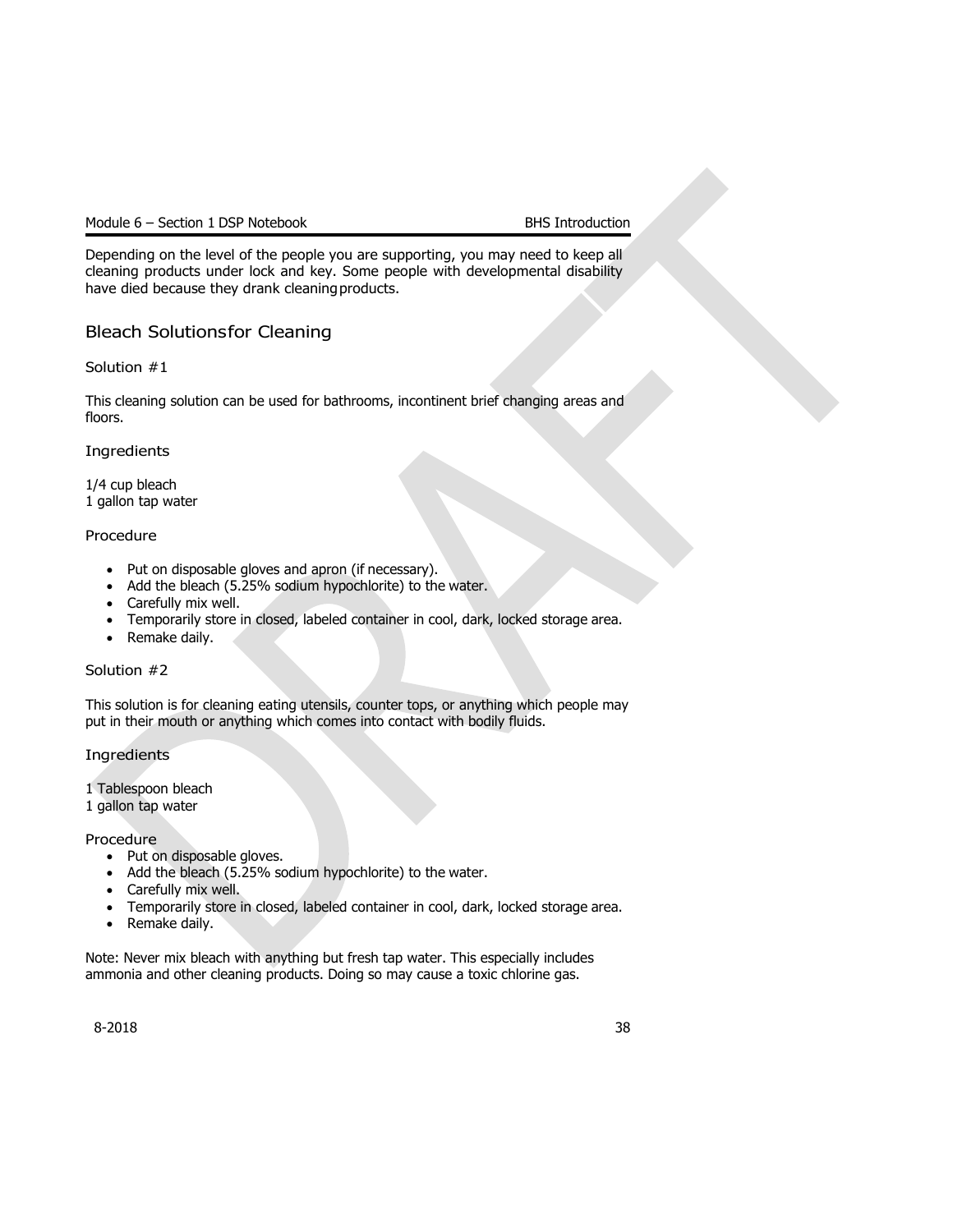Depending on the level of the people you are supporting, you may need to keep all cleaning products under lock and key. Some people with developmental disability have died because they drank cleaning products.

## Bleach Solutions for Cleaning

### Solution #1

This cleaning solution can be used for bathrooms, incontinent brief changing areas and floors.

#### Ingredients

1/4 cup bleach
1 gallon tap water

#### Procedure

- Put on disposable gloves and apron (if necessary).
- Add the bleach (5.25% sodium hypochlorite) to the water.
- Carefully mix well.
- Temporarily store in closed, labeled container in cool, dark, locked storage area.
- Remake daily.

### Solution #2

This solution is for cleaning eating utensils, counter tops, or anything which people may put in their mouth or anything which comes into contact with bodily fluids.

#### Ingredients

1 Tablespoon bleach
1 gallon tap water

#### Procedure

- Put on disposable gloves.
- Add the bleach (5.25% sodium hypochlorite) to the water.
- Carefully mix well.
- Temporarily store in closed, labeled container in cool, dark, locked storage area.
- Remake daily.

Note: Never mix bleach with anything but fresh tap water. This especially includes ammonia and other cleaning products. Doing so may cause a toxic chlorine gas.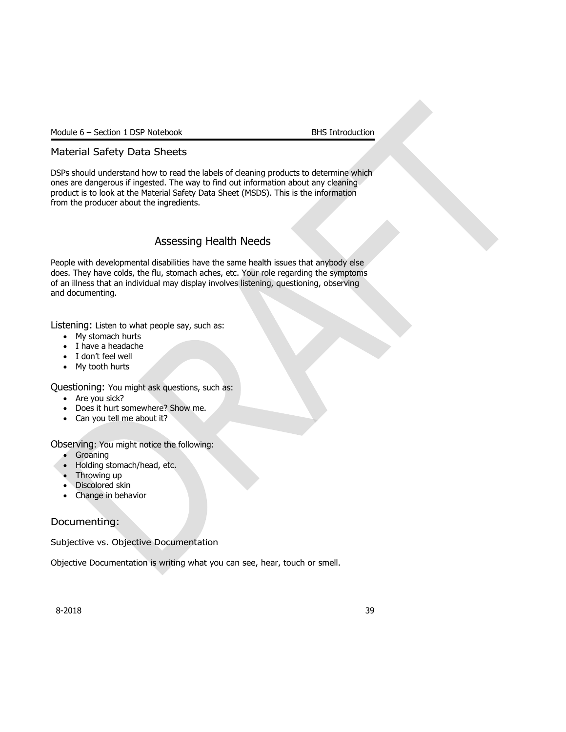## Material Safety Data Sheets

DSPs should understand how to read the labels of cleaning products to determine which ones are dangerous if ingested. The way to find out information about any cleaning product is to look at the Material Safety Data Sheet (MSDS). This is the information from the producer about the ingredients.

# Assessing Health Needs

People with developmental disabilities have the same health issues that anybody else does. They have colds, the flu, stomach aches, etc. Your role regarding the symptoms of an illness that an individual may display involves listening, questioning, observing and documenting.

Listening: Listen to what people say, such as:

- My stomach hurts
- I have a headache
- I don't feel well
- My tooth hurts

Questioning: You might ask questions, such as:

- Are you sick?
- Does it hurt somewhere? Show me.
- Can you tell me about it?

Observing: You might notice the following:

- Groaning
- Holding stomach/head, etc.
- Throwing up
- Discolored skin
- Change in behavior

## Documenting:

### Subjective vs. Objective Documentation

Objective Documentation is writing what you can see, hear, touch or smell.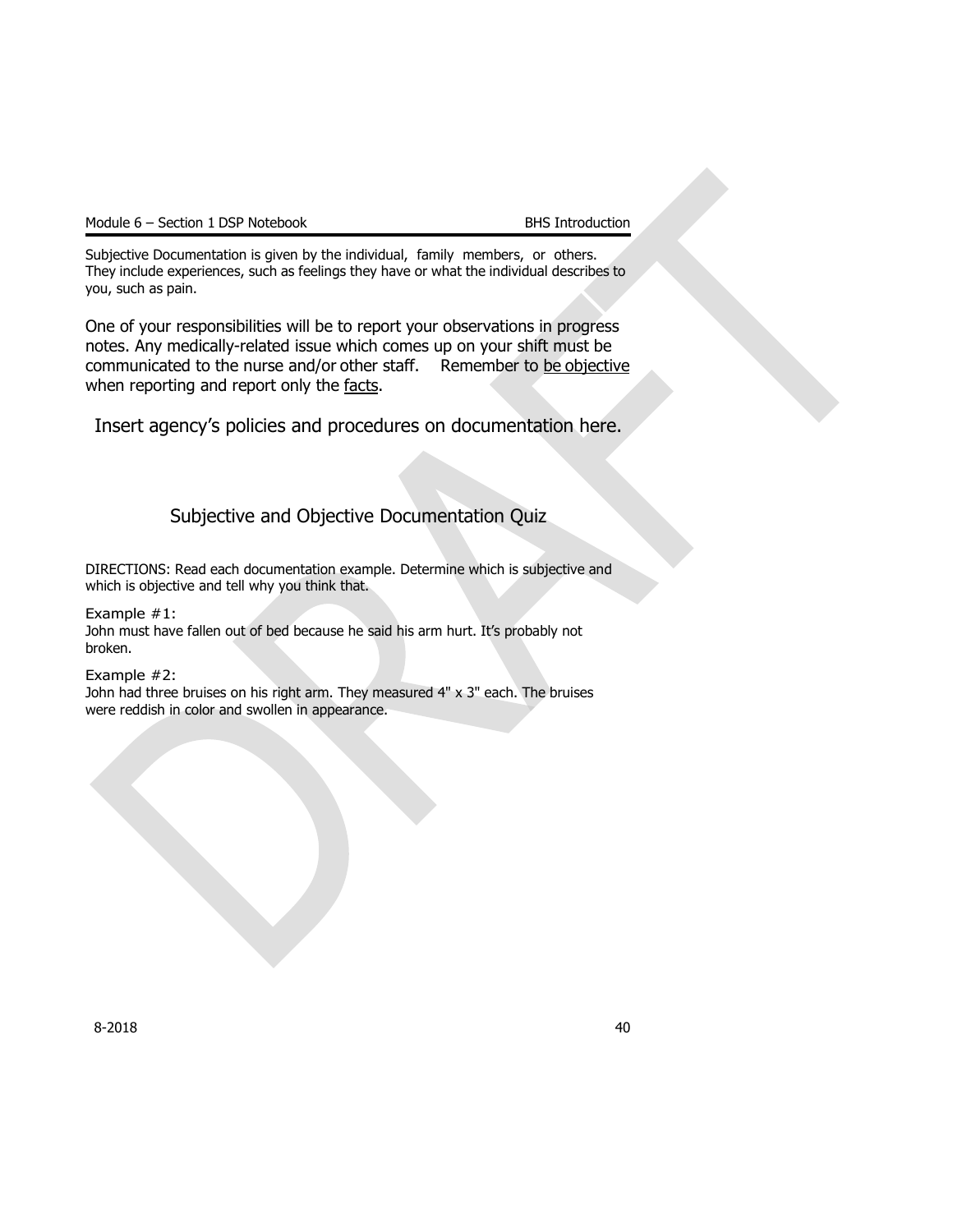Subjective Documentation is given by the individual, family members, or others. They include experiences, such as feelings they have or what the individual describes to you, such as pain.

One of your responsibilities will be to report your observations in progress notes. Any medically-related issue which comes up on your shift must be communicated to the nurse and/or other staff. Remember to be objective when reporting and report only the facts.

Insert agency's policies and procedures on documentation here.

## Subjective and Objective Documentation Quiz

DIRECTIONS: Read each documentation example. Determine which is subjective and which is objective and tell why you think that.

Example #1:
John must have fallen out of bed because he said his arm hurt. It's probably not broken.

Example #2:
John had three bruises on his right arm. They measured 4" x 3" each. The bruises were reddish in color and swollen in appearance.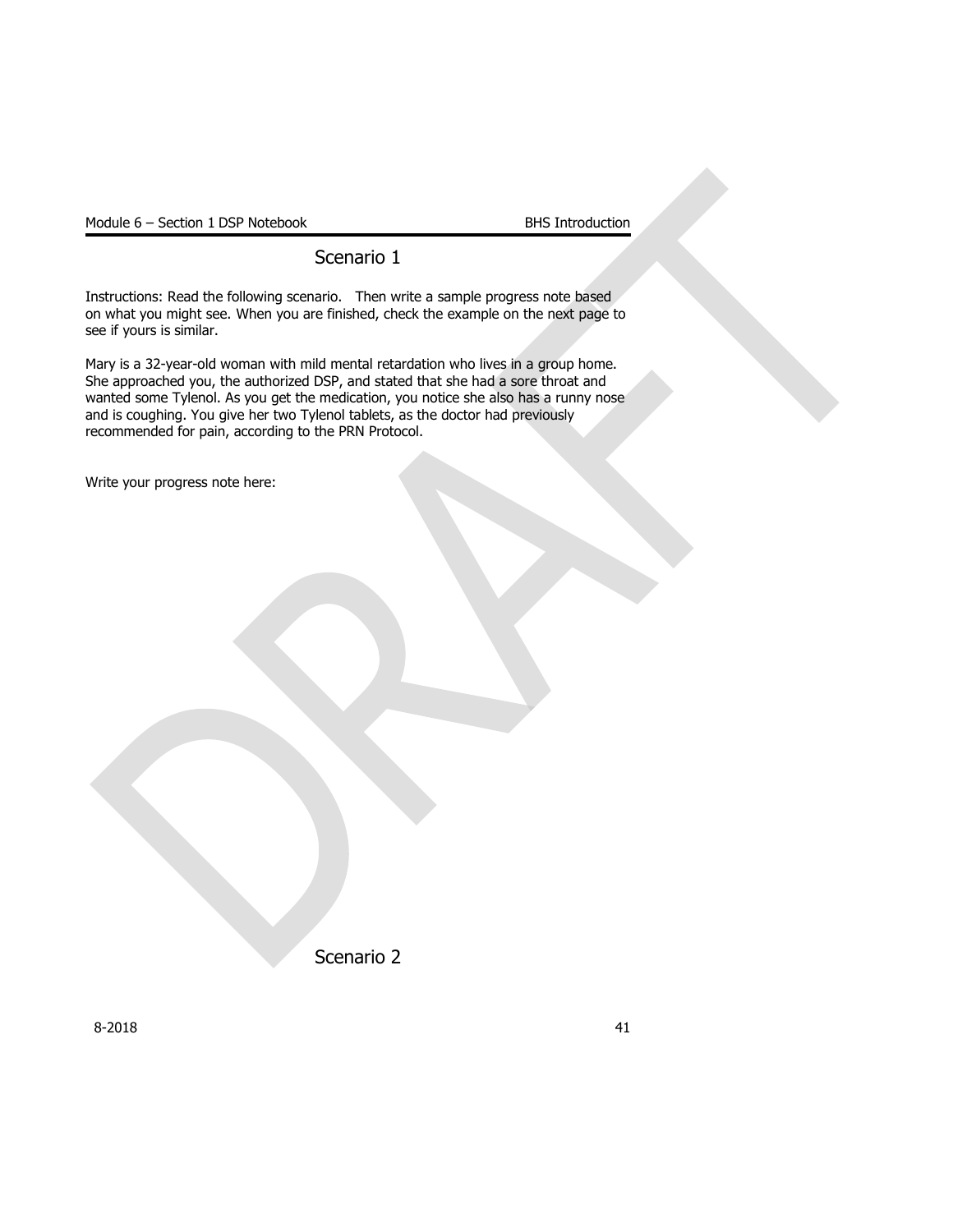## Scenario 1

Instructions: Read the following scenario. Then write a sample progress note based on what you might see. When you are finished, check the example on the next page to see if yours is similar.

Mary is a 32-year-old woman with mild mental retardation who lives in a group home. She approached you, the authorized DSP, and stated that she had a sore throat and wanted some Tylenol. As you get the medication, you notice she also has a runny nose and is coughing. You give her two Tylenol tablets, as the doctor had previously recommended for pain, according to the PRN Protocol.

Write your progress note here:

## Scenario 2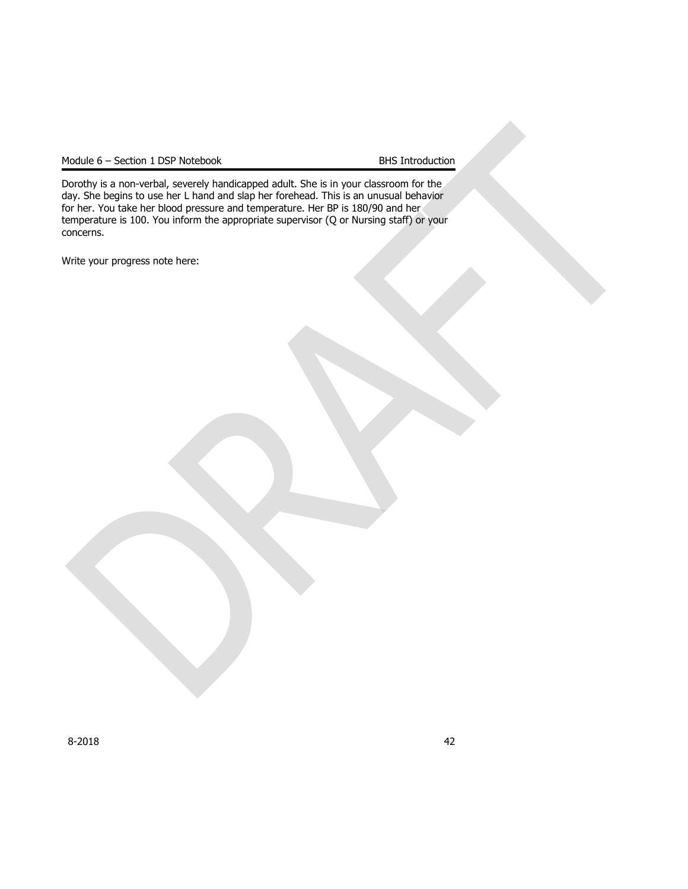Dorothy is a non-verbal, severely handicapped adult. She is in your classroom for the day. She begins to use her L hand and slap her forehead. This is an unusual behavior for her. You take her blood pressure and temperature. Her BP is 180/90 and her temperature is 100. You inform the appropriate supervisor (Q or Nursing staff) or your concerns.

Write your progress note here: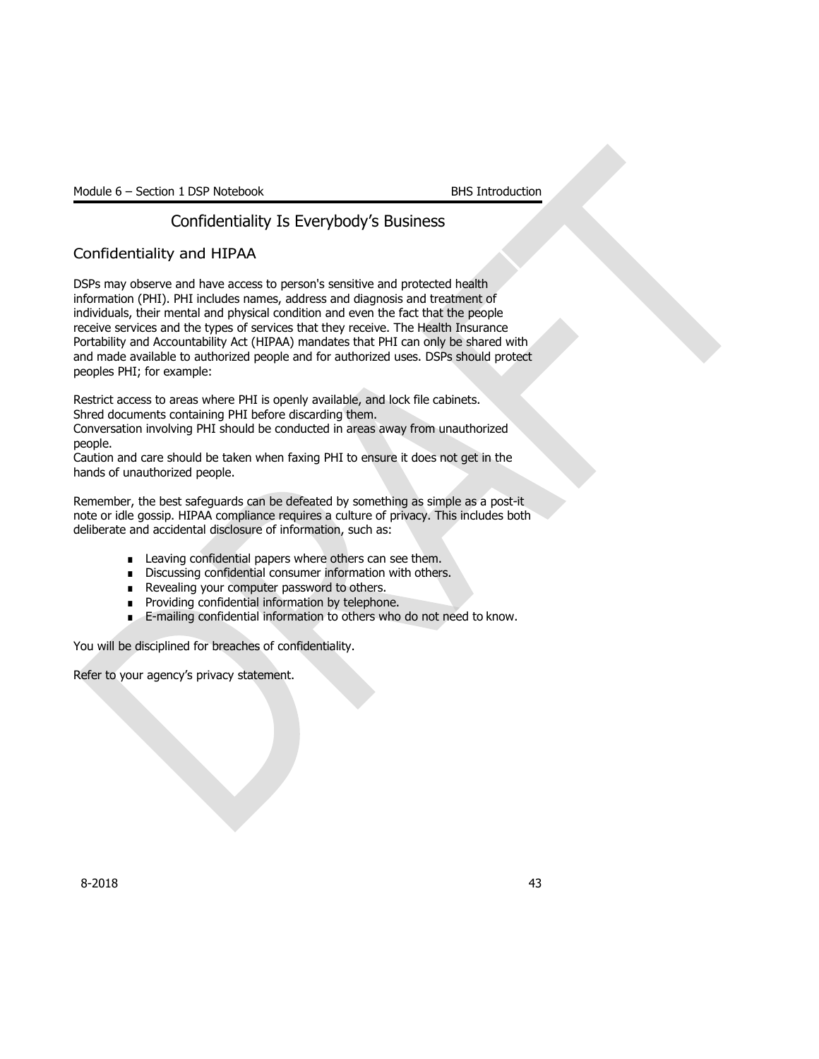# Confidentiality Is Everybody's Business

## Confidentiality and HIPAA

DSPs may observe and have access to person's sensitive and protected health information (PHI). PHI includes names, address and diagnosis and treatment of individuals, their mental and physical condition and even the fact that the people receive services and the types of services that they receive. The Health Insurance Portability and Accountability Act (HIPAA) mandates that PHI can only be shared with and made available to authorized people and for authorized uses. DSPs should protect peoples PHI; for example:

Restrict access to areas where PHI is openly available, and lock file cabinets.
Shred documents containing PHI before discarding them.
Conversation involving PHI should be conducted in areas away from unauthorized people.
Caution and care should be taken when faxing PHI to ensure it does not get in the hands of unauthorized people.

Remember, the best safeguards can be defeated by something as simple as a post-it note or idle gossip. HIPAA compliance requires a culture of privacy. This includes both deliberate and accidental disclosure of information, such as:

- Leaving confidential papers where others can see them.
- Discussing confidential consumer information with others.
- Revealing your computer password to others.
- Providing confidential information by telephone.
- E-mailing confidential information to others who do not need to know.

You will be disciplined for breaches of confidentiality.

Refer to your agency's privacy statement.